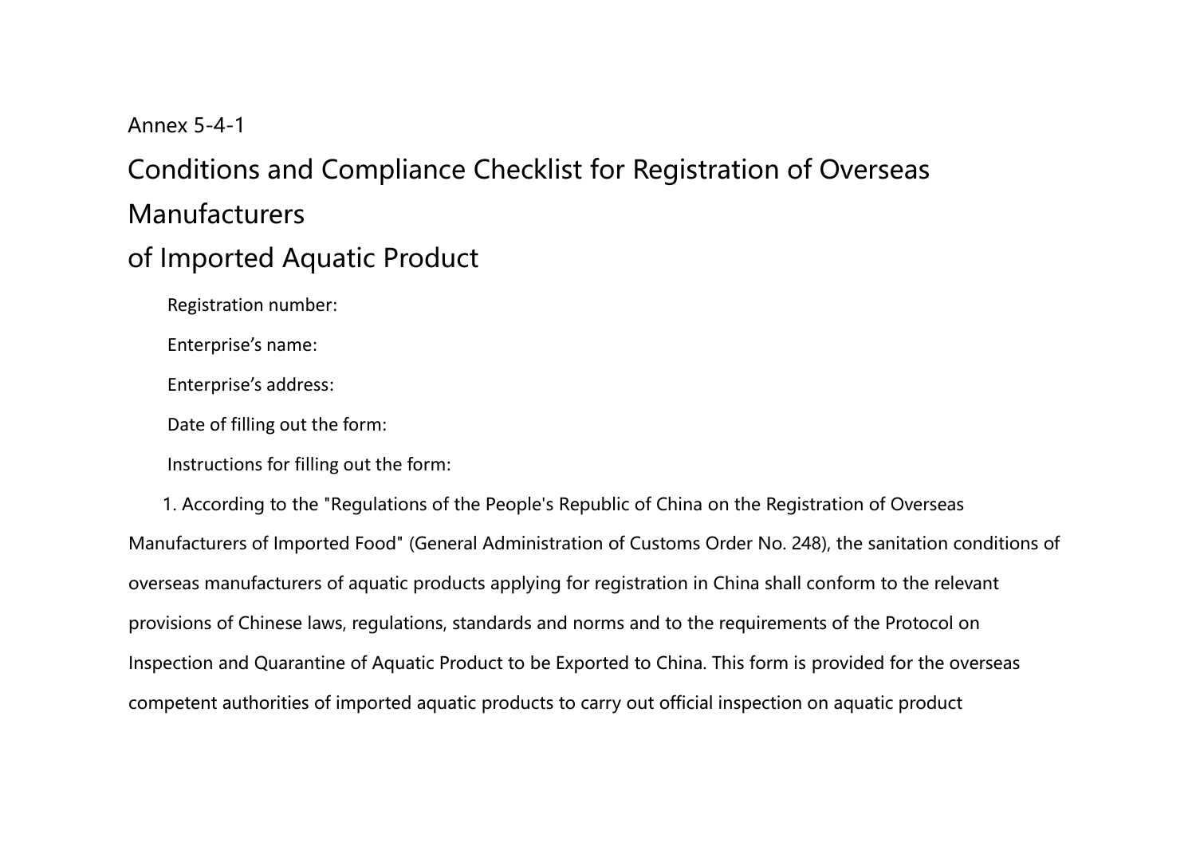Annex 5-4-1

# Conditions and Compliance Checklist for Registration of Overseas Manufacturers of Imported Aquatic Product

Registration number:

Enterprise’s name:

Enterprise’s address:

Date of filling out the form:

Instructions for filling out the form:

1. According to the "Regulations of the People's Republic of China on the Registration of Overseas Manufacturers of Imported Food" (General Administration of Customs Order No. 248), the sanitation conditions of overseas manufacturers of aquatic products applying for registration in China shall conform to the relevant provisions of Chinese laws, regulations, standards and norms and to the requirements of the Protocol on Inspection and Quarantine of Aquatic Product to be Exported to China. This form is provided for the overseas competent authorities of imported aquatic products to carry out official inspection on aquatic product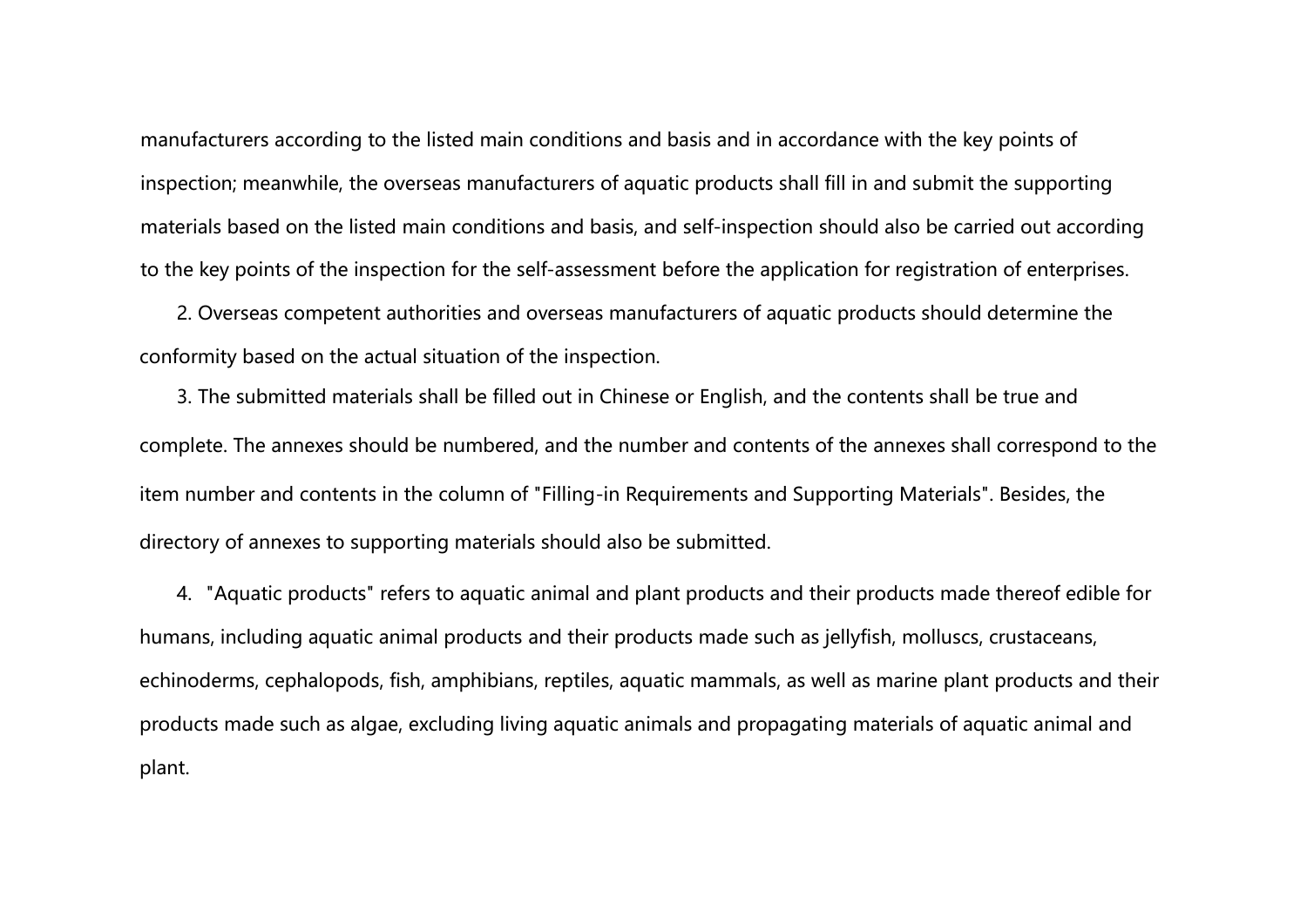manufacturers according to the listed main conditions and basis and in accordance with the key points of inspection; meanwhile, the overseas manufacturers of aquatic products shall fill in and submit the supporting materials based on the listed main conditions and basis, and self-inspection should also be carried out according to the key points of the inspection for the self-assessment before the application for registration of enterprises.

2. Overseas competent authorities and overseas manufacturers of aquatic products should determine the conformity based on the actual situation of the inspection.

3. The submitted materials shall be filled out in Chinese or English, and the contents shall be true and complete. The annexes should be numbered, and the number and contents of the annexes shall correspond to the item number and contents in the column of "Filling-in Requirements and Supporting Materials". Besides, the directory of annexes to supporting materials should also be submitted.

4. "Aquatic products" refers to aquatic animal and plant products and their products made thereof edible for humans, including aquatic animal products and their products made such as jellyfish, molluscs, crustaceans, echinoderms, cephalopods, fish, amphibians, reptiles, aquatic mammals, as well as marine plant products and their products made such as algae, excluding living aquatic animals and propagating materials of aquatic animal and plant.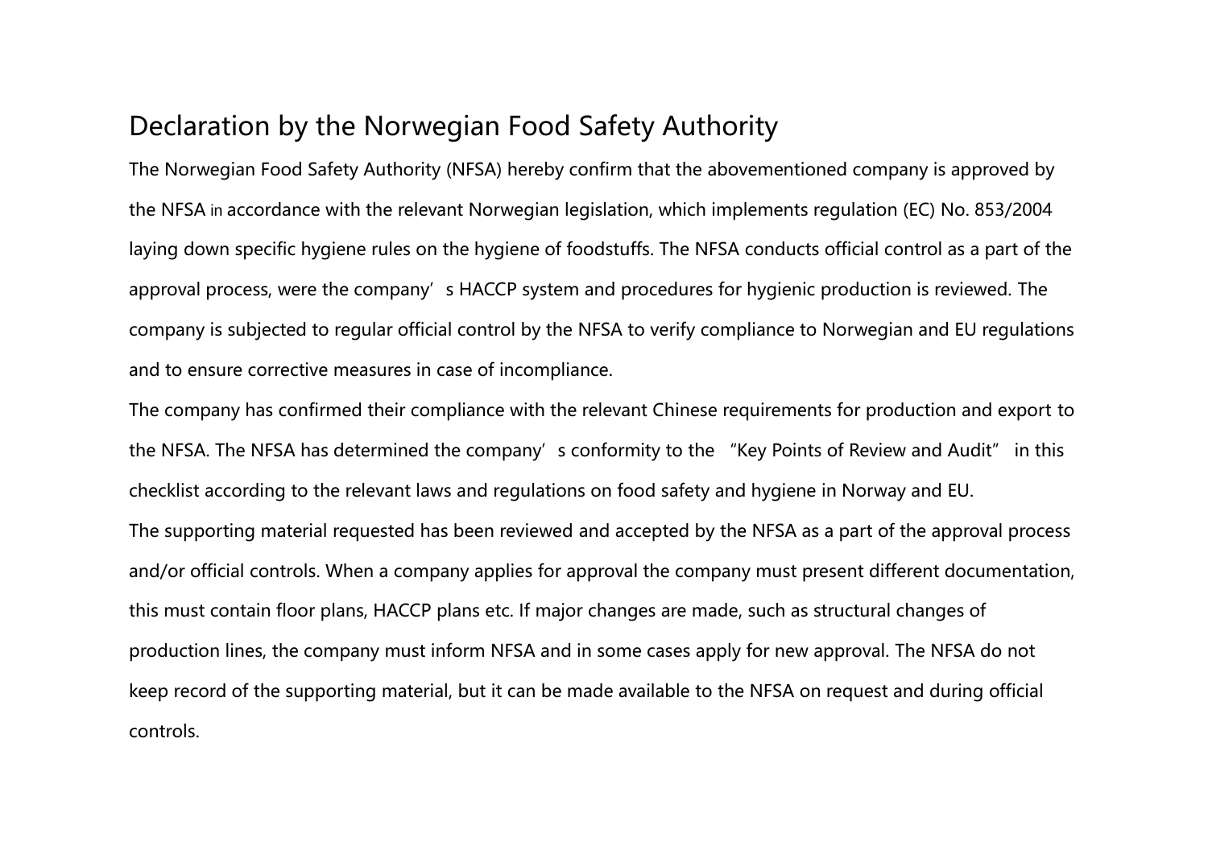# Declaration by the Norwegian Food Safety Authority

The Norwegian Food Safety Authority (NFSA) hereby confirm that the abovementioned company is approved by the NFSA in accordance with the relevant Norwegian legislation, which implements regulation (EC) No. 853/2004 laying down specific hygiene rules on the hygiene of foodstuffs. The NFSA conducts official control as a part of the approval process, were the company's HACCP system and procedures for hygienic production is reviewed. The company is subjected to regular official control by the NFSA to verify compliance to Norwegian and EU regulations and to ensure corrective measures in case of incompliance.

The company has confirmed their compliance with the relevant Chinese requirements for production and export to the NFSA. The NFSA has determined the company's conformity to the "Key Points of Review and Audit" in this checklist according to the relevant laws and regulations on food safety and hygiene in Norway and EU.

The supporting material requested has been reviewed and accepted by the NFSA as a part of the approval process and/or official controls. When a company applies for approval the company must present different documentation, this must contain floor plans, HACCP plans etc. If major changes are made, such as structural changes of production lines, the company must inform NFSA and in some cases apply for new approval. The NFSA do not keep record of the supporting material, but it can be made available to the NFSA on request and during official controls.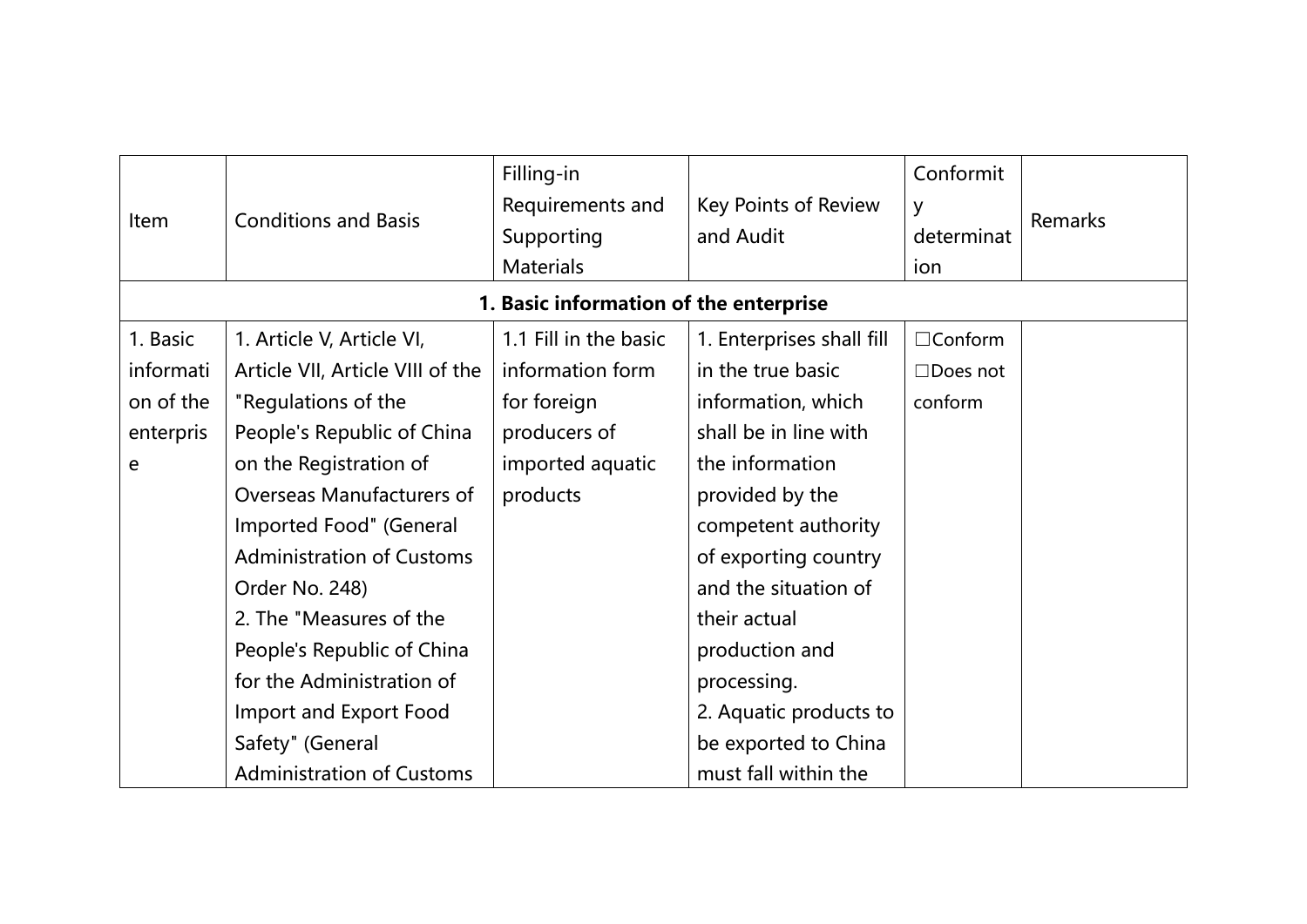| Item | Conditions and Basis | Filling-in Requirements and Supporting Materials | Key Points of Review and Audit | Conformity determination | Remarks |
|---|---|---|---|---|---|
| **1. Basic information of the enterprise** | | | | | |
| 1. Basic information of the enterprise | 1. Article V, Article VI, Article VII, Article VIII of the "Regulations of the People's Republic of China on the Registration of Overseas Manufacturers of Imported Food" (General Administration of Customs Order No. 248)<br>2. The "Measures of the People's Republic of China for the Administration of Import and Export Food Safety" (General Administration of Customs | 1.1 Fill in the basic information form for foreign producers of imported aquatic products | 1. Enterprises shall fill in the true basic information, which shall be in line with the information provided by the competent authority of exporting country and the situation of their actual production and processing.<br>2. Aquatic products to be exported to China must fall within the | ☐Conform<br>☐Does not conform | |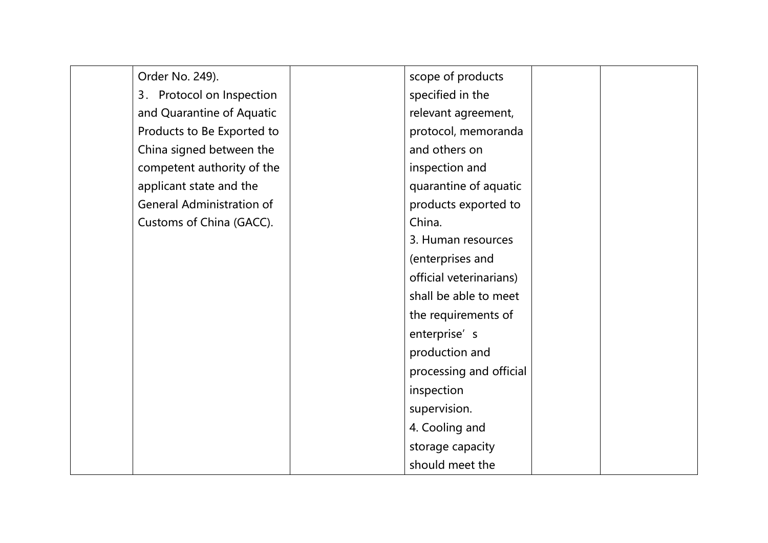|  | Order No. 249).<br>3． Protocol on Inspection and Quarantine of Aquatic Products to Be Exported to China signed between the competent authority of the applicant state and the General Administration of Customs of China (GACC). |  | scope of products specified in the relevant agreement, protocol, memoranda and others on inspection and quarantine of aquatic products exported to China.<br>3. Human resources (enterprises and official veterinarians) shall be able to meet the requirements of enterprise＇s production and processing and official inspection supervision.<br>4. Cooling and storage capacity should meet the |  |  |
|---|---|---|---|---|---|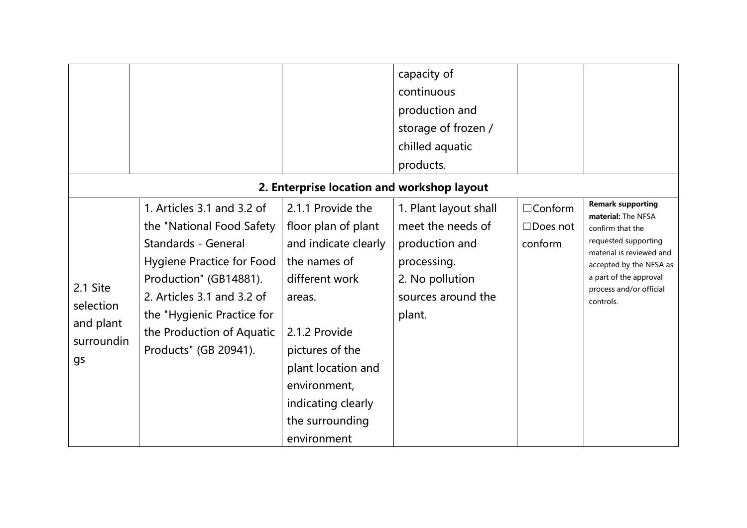|  |  |  | capacity of continuous production and storage of frozen / chilled aquatic products. |  |  |
|---|---|---|---|---|---|
| **2. Enterprise location and workshop layout** | | | | | |
| 2.1 Site selection and plant surroundings | 1. Articles 3.1 and 3.2 of the "National Food Safety Standards - General Hygiene Practice for Food Production" (GB14881).<br>2. Articles 3.1 and 3.2 of the "Hygienic Practice for the Production of Aquatic Products" (GB 20941). | 2.1.1 Provide the floor plan of plant and indicate clearly the names of different work areas.<br><br>2.1.2 Provide pictures of the plant location and environment, indicating clearly the surrounding environment | 1. Plant layout shall meet the needs of production and processing.<br>2. No pollution sources around the plant. | ☐Conform<br>☐Does not conform | **Remark supporting material:** The NFSA confirm that the requested supporting material is reviewed and accepted by the NFSA as a part of the approval process and/or official controls. |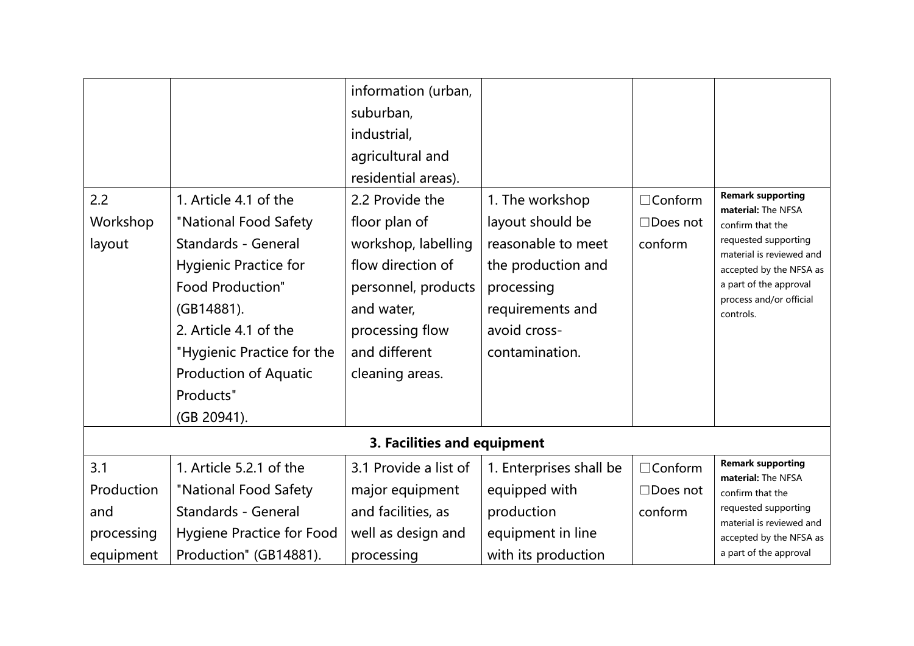| | | | | | |
|---|---|---|---|---|---|
| | | information (urban, suburban, industrial, agricultural and residential areas). | | | |
| 2.2 Workshop layout | 1. Article 4.1 of the "National Food Safety Standards - General Hygienic Practice for Food Production" (GB14881).<br>2. Article 4.1 of the "Hygienic Practice for the Production of Aquatic Products" (GB 20941). | 2.2 Provide the floor plan of workshop, labelling flow direction of personnel, products and water, processing flow and different cleaning areas. | 1. The workshop layout should be reasonable to meet the production and processing requirements and avoid cross-contamination. | ☐Conform<br>☐Does not conform | **Remark supporting material:** The NFSA confirm that the requested supporting material is reviewed and accepted by the NFSA as a part of the approval process and/or official controls. |
| **3. Facilities and equipment** | | | | | |
| 3.1 Production and processing equipment | 1. Article 5.2.1 of the "National Food Safety Standards - General Hygiene Practice for Food Production" (GB14881). | 3.1 Provide a list of major equipment and facilities, as well as design and processing | 1. Enterprises shall be equipped with production equipment in line with its production | ☐Conform<br>☐Does not conform | **Remark supporting material:** The NFSA confirm that the requested supporting material is reviewed and accepted by the NFSA as a part of the approval |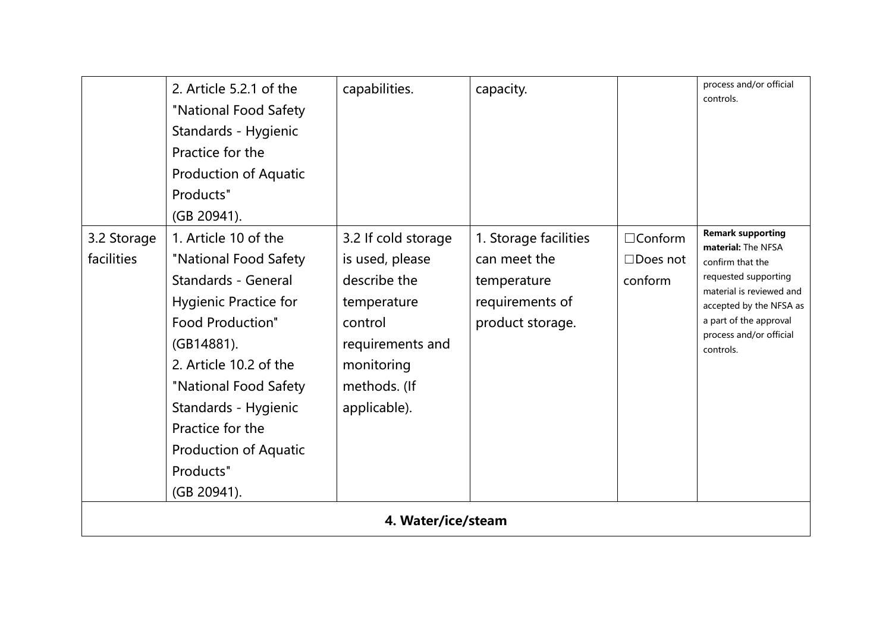| | | | | | |
|---|---|---|---|---|---|
| | 2. Article 5.2.1 of the "National Food Safety Standards - Hygienic Practice for the Production of Aquatic Products" (GB 20941). | capabilities. | capacity. | | process and/or official controls. |
| 3.2 Storage facilities | 1. Article 10 of the "National Food Safety Standards - General Hygienic Practice for Food Production" (GB14881).<br>2. Article 10.2 of the "National Food Safety Standards - Hygienic Practice for the Production of Aquatic Products" (GB 20941). | 3.2 If cold storage is used, please describe the temperature control requirements and monitoring methods. (If applicable). | 1. Storage facilities can meet the temperature requirements of product storage. | ☐Conform<br>☐Does not conform | **Remark supporting material:** The NFSA confirm that the requested supporting material is reviewed and accepted by the NFSA as a part of the approval process and/or official controls. |
| **4. Water/ice/steam** | | | | | |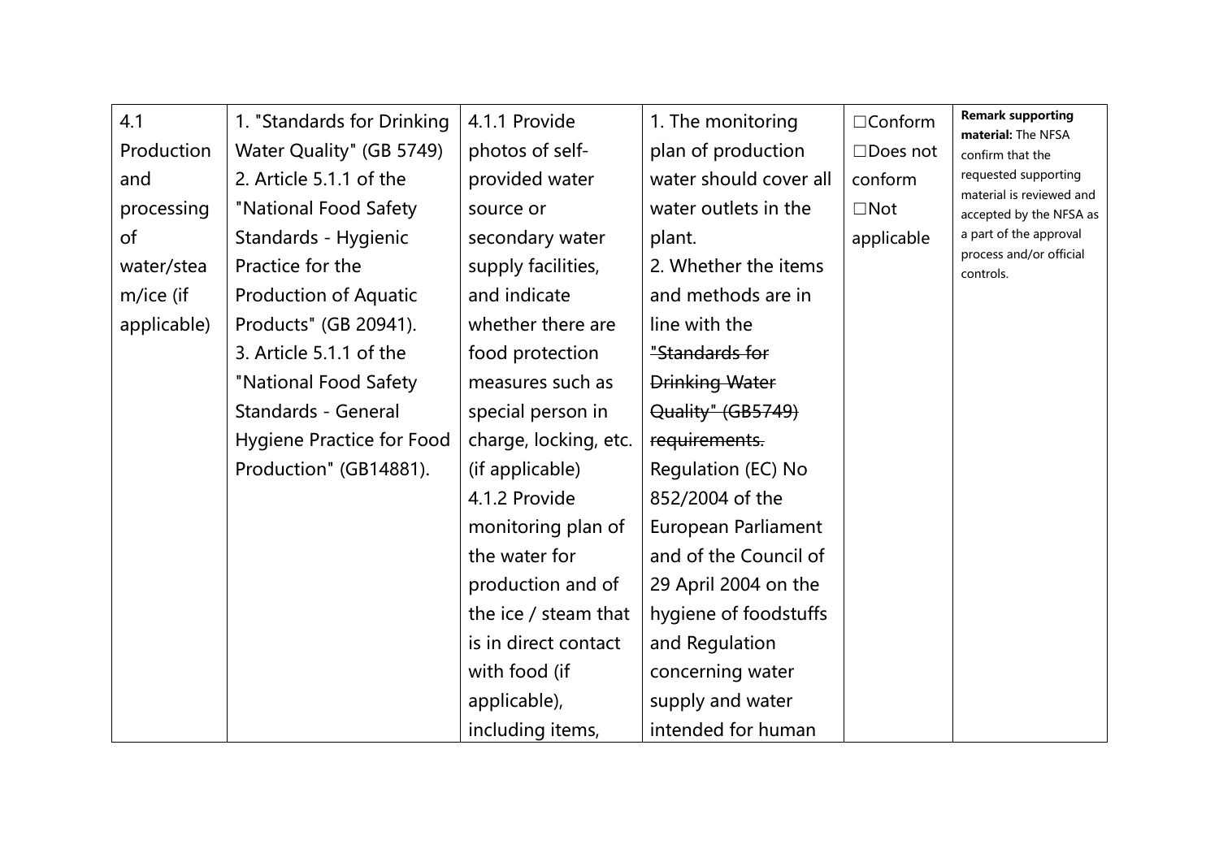| 4.1 Production and processing of water/steam/ice (if applicable) | 1. "Standards for Drinking Water Quality" (GB 5749) 2. Article 5.1.1 of the "National Food Safety Standards - Hygienic Practice for the Production of Aquatic Products" (GB 20941). 3. Article 5.1.1 of the "National Food Safety Standards - General Hygiene Practice for Food Production" (GB14881). | 4.1.1 Provide photos of self-provided water source or secondary water supply facilities, and indicate whether there are food protection measures such as special person in charge, locking, etc. (if applicable) 4.1.2 Provide monitoring plan of the water for production and of the ice / steam that is in direct contact with food (if applicable), including items, | 1. The monitoring plan of production water should cover all water outlets in the plant. 2. Whether the items and methods are in line with the ~~"Standards for Drinking Water Quality" (GB5749) requirements.~~ Regulation (EC) No 852/2004 of the European Parliament and of the Council of 29 April 2004 on the hygiene of foodstuffs and Regulation concerning water supply and water intended for human | ☐Conform ☐Does not conform ☐Not applicable | **Remark supporting material:** The NFSA confirm that the requested supporting material is reviewed and accepted by the NFSA as a part of the approval process and/or official controls. |
|---|---|---|---|---|---|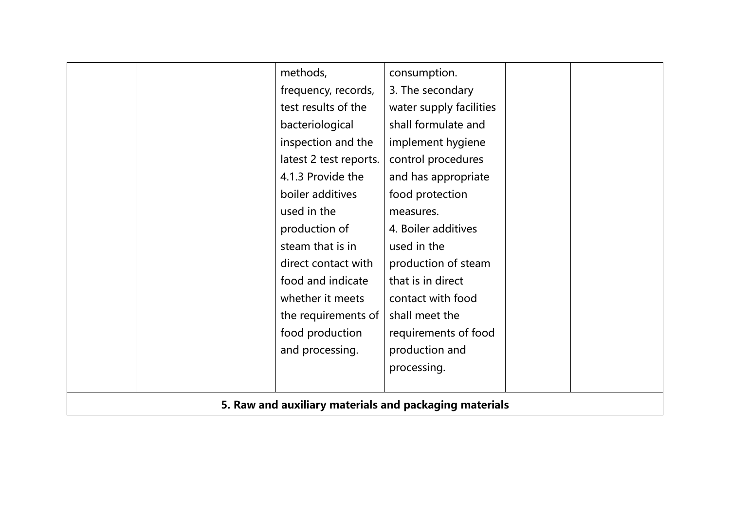| | | | | | |
|---|---|---|---|---|---|
| | | methods, frequency, records, test results of the bacteriological inspection and the latest 2 test reports.<br>4.1.3 Provide the boiler additives used in the production of steam that is in direct contact with food and indicate whether it meets the requirements of food production and processing. | consumption.<br>3. The secondary water supply facilities shall formulate and implement hygiene control procedures and has appropriate food protection measures.<br>4. Boiler additives used in the production of steam that is in direct contact with food shall meet the requirements of food production and processing. | | |
| **5. Raw and auxiliary materials and packaging materials** | | | | | |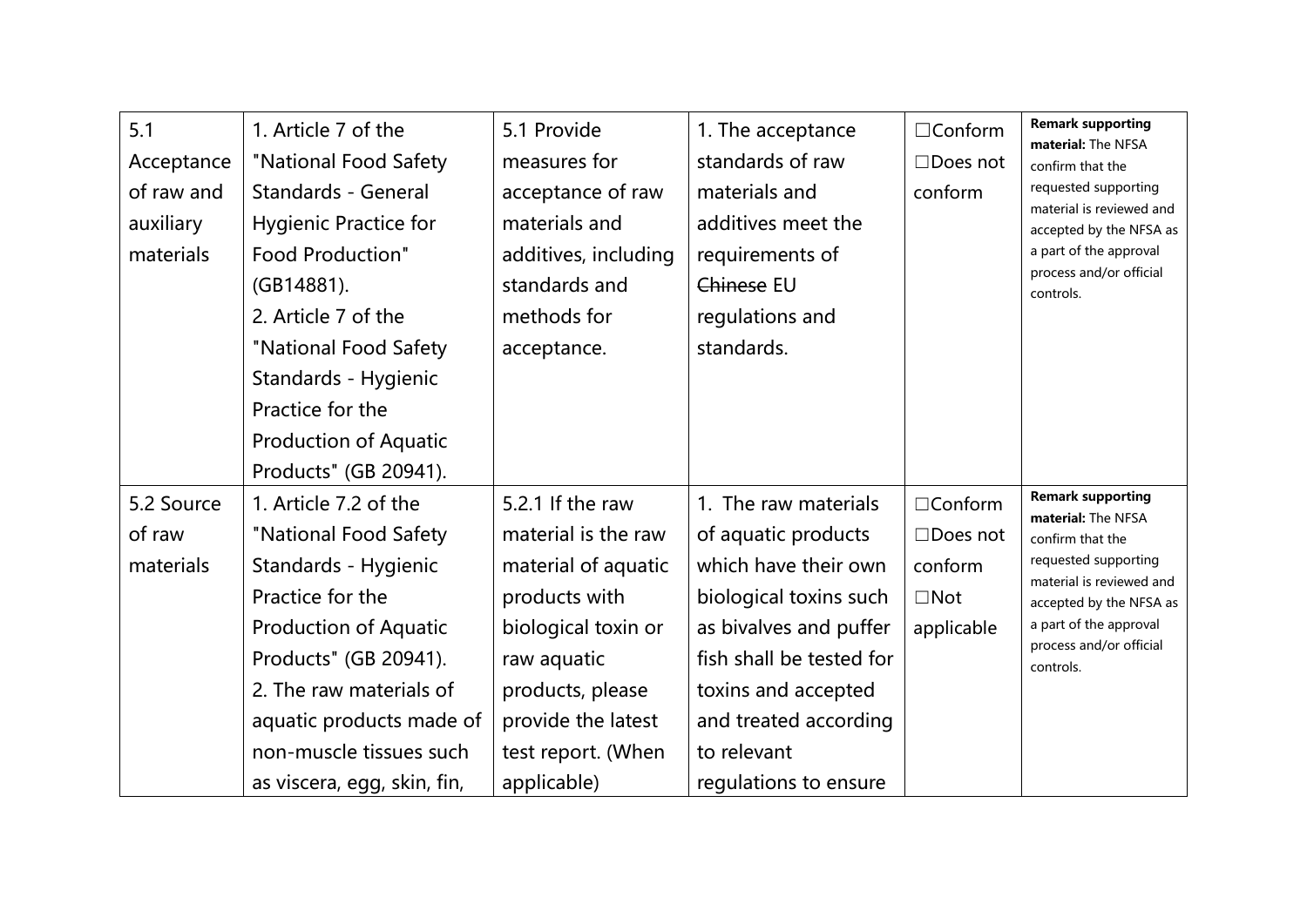| 5.1 Acceptance of raw and auxiliary materials | 1. Article 7 of the "National Food Safety Standards - General Hygienic Practice for Food Production" (GB14881).<br>2. Article 7 of the "National Food Safety Standards - Hygienic Practice for the Production of Aquatic Products" (GB 20941). | 5.1 Provide measures for acceptance of raw materials and additives, including standards and methods for acceptance. | 1. The acceptance standards of raw materials and additives meet the requirements of ~~Chinese~~ EU regulations and standards. | ☐Conform<br>☐Does not conform | **Remark supporting material:** The NFSA confirm that the requested supporting material is reviewed and accepted by the NFSA as a part of the approval process and/or official controls. |
|---|---|---|---|---|---|
| 5.2 Source of raw materials | 1. Article 7.2 of the "National Food Safety Standards - Hygienic Practice for the Production of Aquatic Products" (GB 20941).<br>2. The raw materials of aquatic products made of non-muscle tissues such as viscera, egg, skin, fin, | 5.2.1 If the raw material is the raw material of aquatic products with biological toxin or raw aquatic products, please provide the latest test report. (When applicable) | 1. The raw materials of aquatic products which have their own biological toxins such as bivalves and puffer fish shall be tested for toxins and accepted and treated according to relevant regulations to ensure | ☐Conform<br>☐Does not conform<br>☐Not applicable | **Remark supporting material:** The NFSA confirm that the requested supporting material is reviewed and accepted by the NFSA as a part of the approval process and/or official controls. |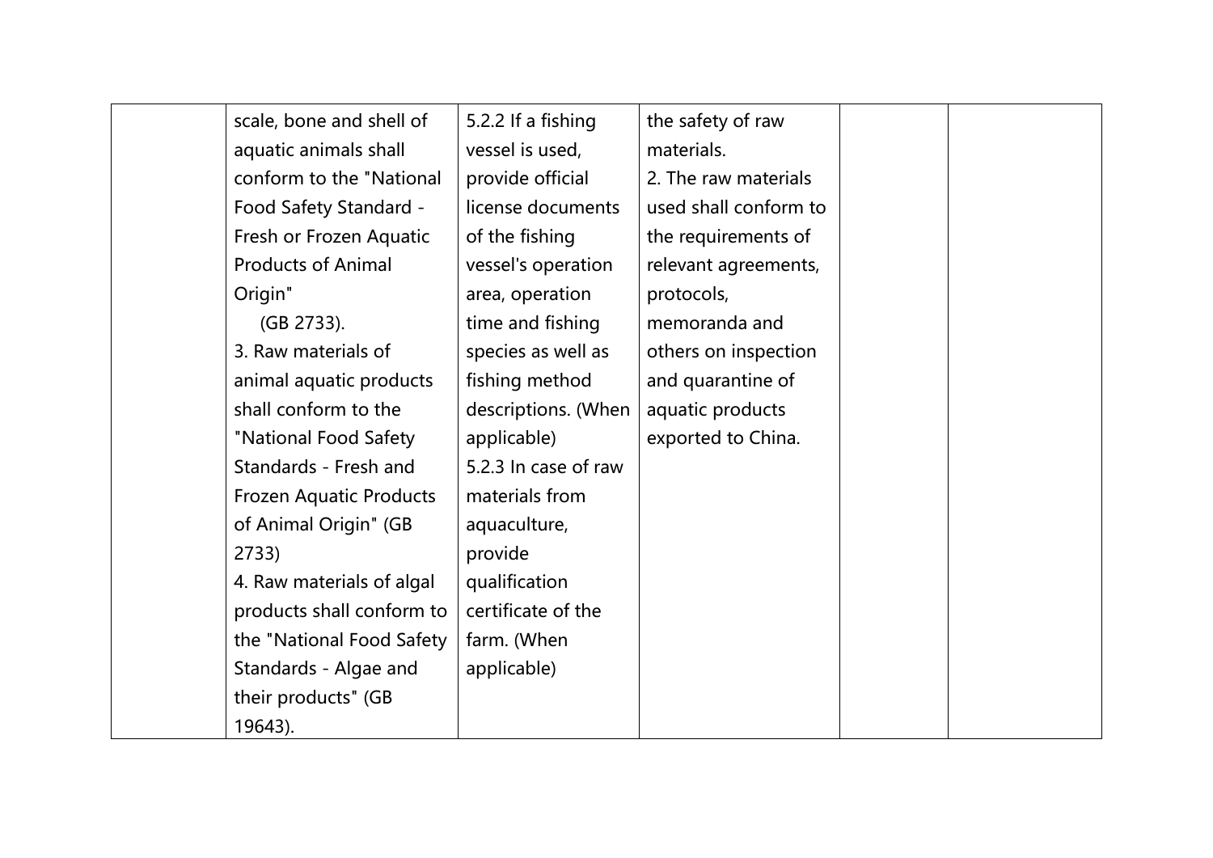| | | | | | |
|---|---|---|---|---|---|
| | scale, bone and shell of aquatic animals shall conform to the "National Food Safety Standard - Fresh or Frozen Aquatic Products of Animal Origin" (GB 2733).<br>3. Raw materials of animal aquatic products shall conform to the "National Food Safety Standards - Fresh and Frozen Aquatic Products of Animal Origin" (GB 2733)<br>4. Raw materials of algal products shall conform to the "National Food Safety Standards - Algae and their products" (GB 19643). | 5.2.2 If a fishing vessel is used, provide official license documents of the fishing vessel's operation area, operation time and fishing species as well as fishing method descriptions. (When applicable)<br>5.2.3 In case of raw materials from aquaculture, provide qualification certificate of the farm. (When applicable) | the safety of raw materials.<br>2. The raw materials used shall conform to the requirements of relevant agreements, protocols, memoranda and others on inspection and quarantine of aquatic products exported to China. | | |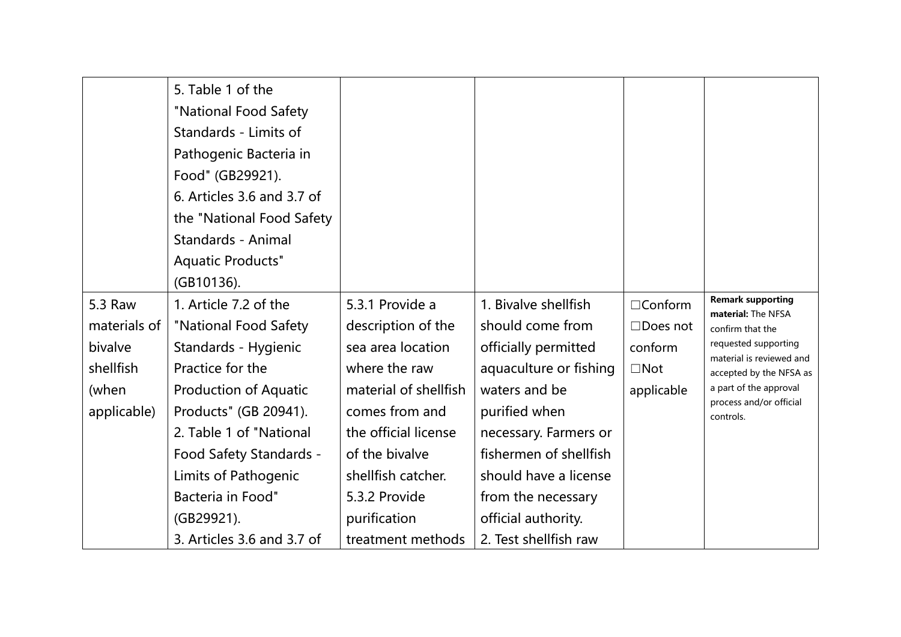| | | | | | |
|---|---|---|---|---|---|
| | 5. Table 1 of the "National Food Safety Standards - Limits of Pathogenic Bacteria in Food" (GB29921).<br>6. Articles 3.6 and 3.7 of the "National Food Safety Standards - Animal Aquatic Products" (GB10136). | | | | |
| 5.3 Raw materials of bivalve shellfish (when applicable) | 1. Article 7.2 of the "National Food Safety Standards - Hygienic Practice for the Production of Aquatic Products" (GB 20941).<br>2. Table 1 of "National Food Safety Standards - Limits of Pathogenic Bacteria in Food" (GB29921).<br>3. Articles 3.6 and 3.7 of | 5.3.1 Provide a description of the sea area location where the raw material of shellfish comes from and the official license of the bivalve shellfish catcher.<br>5.3.2 Provide purification treatment methods | 1. Bivalve shellfish should come from officially permitted aquaculture or fishing waters and be purified when necessary. Farmers or fishermen of shellfish should have a license from the necessary official authority.<br>2. Test shellfish raw | ☐Conform<br>☐Does not conform<br>☐Not applicable | **Remark supporting material:** The NFSA confirm that the requested supporting material is reviewed and accepted by the NFSA as a part of the approval process and/or official controls. |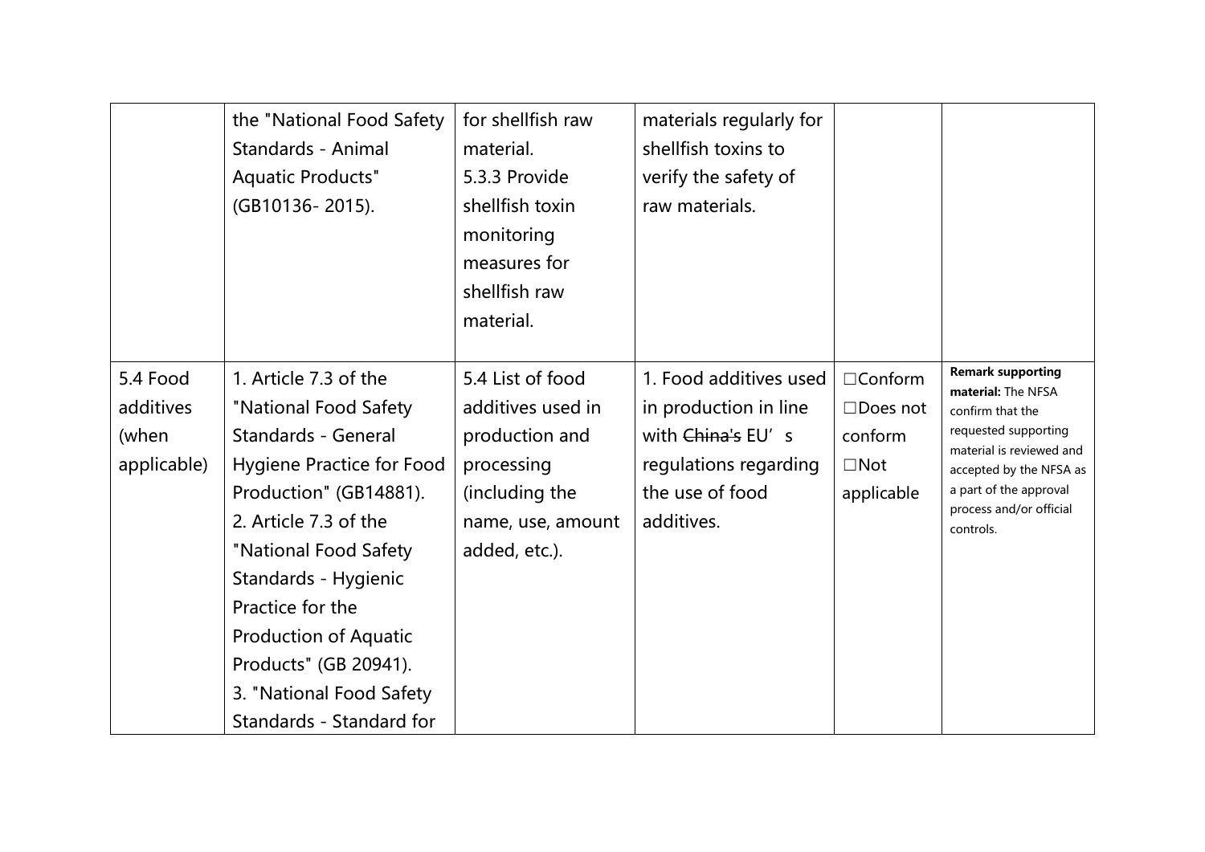| | | | | | |
|---|---|---|---|---|---|
| | the "National Food Safety Standards - Animal Aquatic Products" (GB10136- 2015). | for shellfish raw material.<br>5.3.3 Provide shellfish toxin monitoring measures for shellfish raw material. | materials regularly for shellfish toxins to verify the safety of raw materials. | | |
| 5.4 Food additives (when applicable) | 1. Article 7.3 of the "National Food Safety Standards - General Hygiene Practice for Food Production" (GB14881).<br>2. Article 7.3 of the "National Food Safety Standards - Hygienic Practice for the Production of Aquatic Products" (GB 20941).<br>3. "National Food Safety Standards - Standard for | 5.4 List of food additives used in production and processing (including the name, use, amount added, etc.). | 1. Food additives used in production in line with ~~China's~~ EU's regulations regarding the use of food additives. | ☐Conform<br>☐Does not conform<br>☐Not applicable | **Remark supporting material:** The NFSA confirm that the requested supporting material is reviewed and accepted by the NFSA as a part of the approval process and/or official controls. |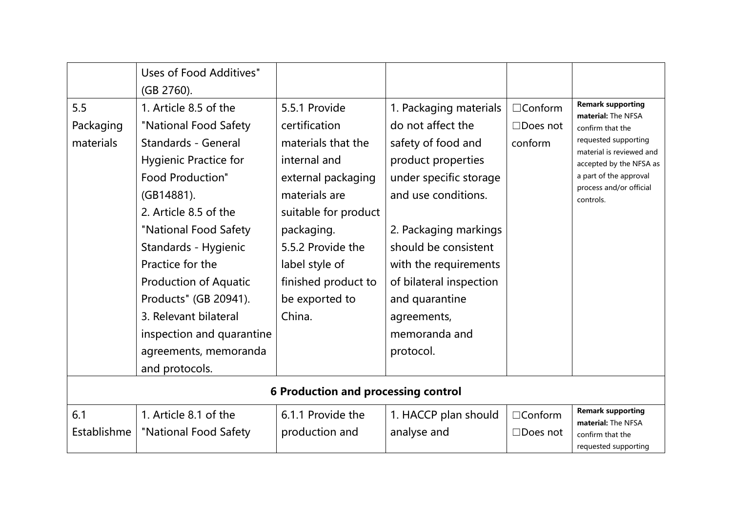| | | | | | |
|---|---|---|---|---|---|
| | Uses of Food Additives" (GB 2760). | | | | |
| 5.5 Packaging materials | 1. Article 8.5 of the "National Food Safety Standards - General Hygienic Practice for Food Production" (GB14881).<br>2. Article 8.5 of the "National Food Safety Standards - Hygienic Practice for the Production of Aquatic Products" (GB 20941).<br>3. Relevant bilateral inspection and quarantine agreements, memoranda and protocols. | 5.5.1 Provide certification materials that the internal and external packaging materials are suitable for product packaging.<br>5.5.2 Provide the label style of finished product to be exported to China. | 1. Packaging materials do not affect the safety of food and product properties under specific storage and use conditions.<br><br>2. Packaging markings should be consistent with the requirements of bilateral inspection and quarantine agreements, memoranda and protocol. | ☐Conform<br>☐Does not conform | **Remark supporting material:** The NFSA confirm that the requested supporting material is reviewed and accepted by the NFSA as a part of the approval process and/or official controls. |
| **6 Production and processing control** | | | | | |
| 6.1 Establishme | 1. Article 8.1 of the "National Food Safety | 6.1.1 Provide the production and | 1. HACCP plan should analyse and | ☐Conform<br>☐Does not | **Remark supporting material:** The NFSA confirm that the requested supporting |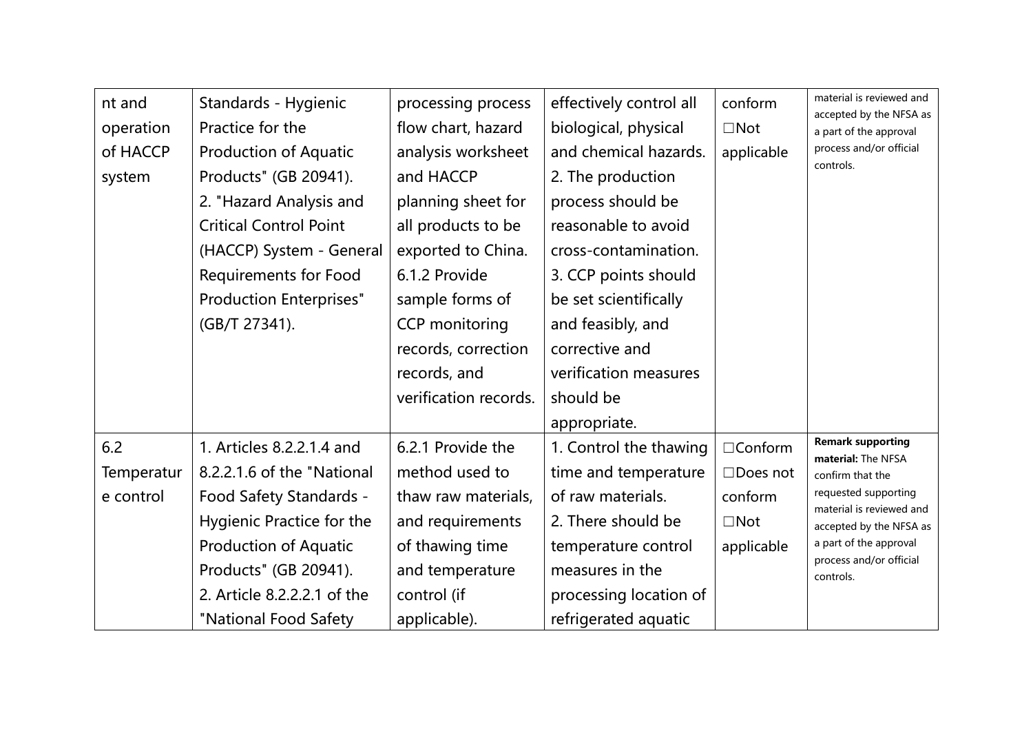| nt and operation of HACCP system | Standards - Hygienic Practice for the Production of Aquatic Products" (GB 20941).<br>2. "Hazard Analysis and Critical Control Point (HACCP) System - General Requirements for Food Production Enterprises" (GB/T 27341). | processing process flow chart, hazard analysis worksheet and HACCP planning sheet for all products to be exported to China.<br>6.1.2 Provide sample forms of CCP monitoring records, correction records, and verification records. | effectively control all biological, physical and chemical hazards.<br>2. The production process should be reasonable to avoid cross-contamination.<br>3. CCP points should be set scientifically and feasibly, and corrective and verification measures should be appropriate. | conform<br>☐Not applicable | material is reviewed and accepted by the NFSA as a part of the approval process and/or official controls. |
|---|---|---|---|---|---|
| 6.2 Temperature control | 1. Articles 8.2.2.1.4 and 8.2.2.1.6 of the "National Food Safety Standards - Hygienic Practice for the Production of Aquatic Products" (GB 20941).<br>2. Article 8.2.2.2.1 of the "National Food Safety | 6.2.1 Provide the method used to thaw raw materials, and requirements of thawing time and temperature control (if applicable). | 1. Control the thawing time and temperature of raw materials.<br>2. There should be temperature control measures in the processing location of refrigerated aquatic | ☐Conform<br>☐Does not conform<br>☐Not applicable | **Remark supporting material:** The NFSA confirm that the requested supporting material is reviewed and accepted by the NFSA as a part of the approval process and/or official controls. |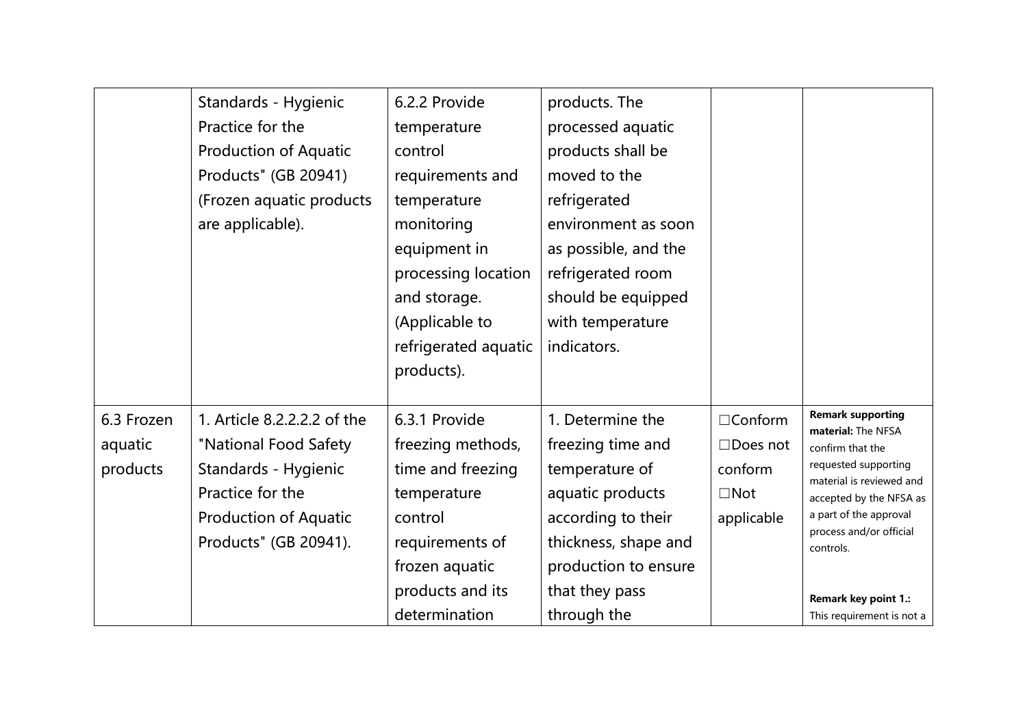| | | | | | |
|---|---|---|---|---|---|
| | Standards - Hygienic Practice for the Production of Aquatic Products" (GB 20941) (Frozen aquatic products are applicable). | 6.2.2 Provide temperature control requirements and temperature monitoring equipment in processing location and storage. (Applicable to refrigerated aquatic products). | products. The processed aquatic products shall be moved to the refrigerated environment as soon as possible, and the refrigerated room should be equipped with temperature indicators. | | |
| 6.3 Frozen aquatic products | 1. Article 8.2.2.2.2 of the "National Food Safety Standards - Hygienic Practice for the Production of Aquatic Products" (GB 20941). | 6.3.1 Provide freezing methods, time and freezing temperature control requirements of frozen aquatic products and its determination | 1. Determine the freezing time and temperature of aquatic products according to their thickness, shape and production to ensure that they pass through the | ☐Conform<br>☐Does not conform<br>☐Not applicable | **Remark supporting material:** The NFSA confirm that the requested supporting material is reviewed and accepted by the NFSA as a part of the approval process and/or official controls.<br><br>**Remark key point 1.:** This requirement is not a |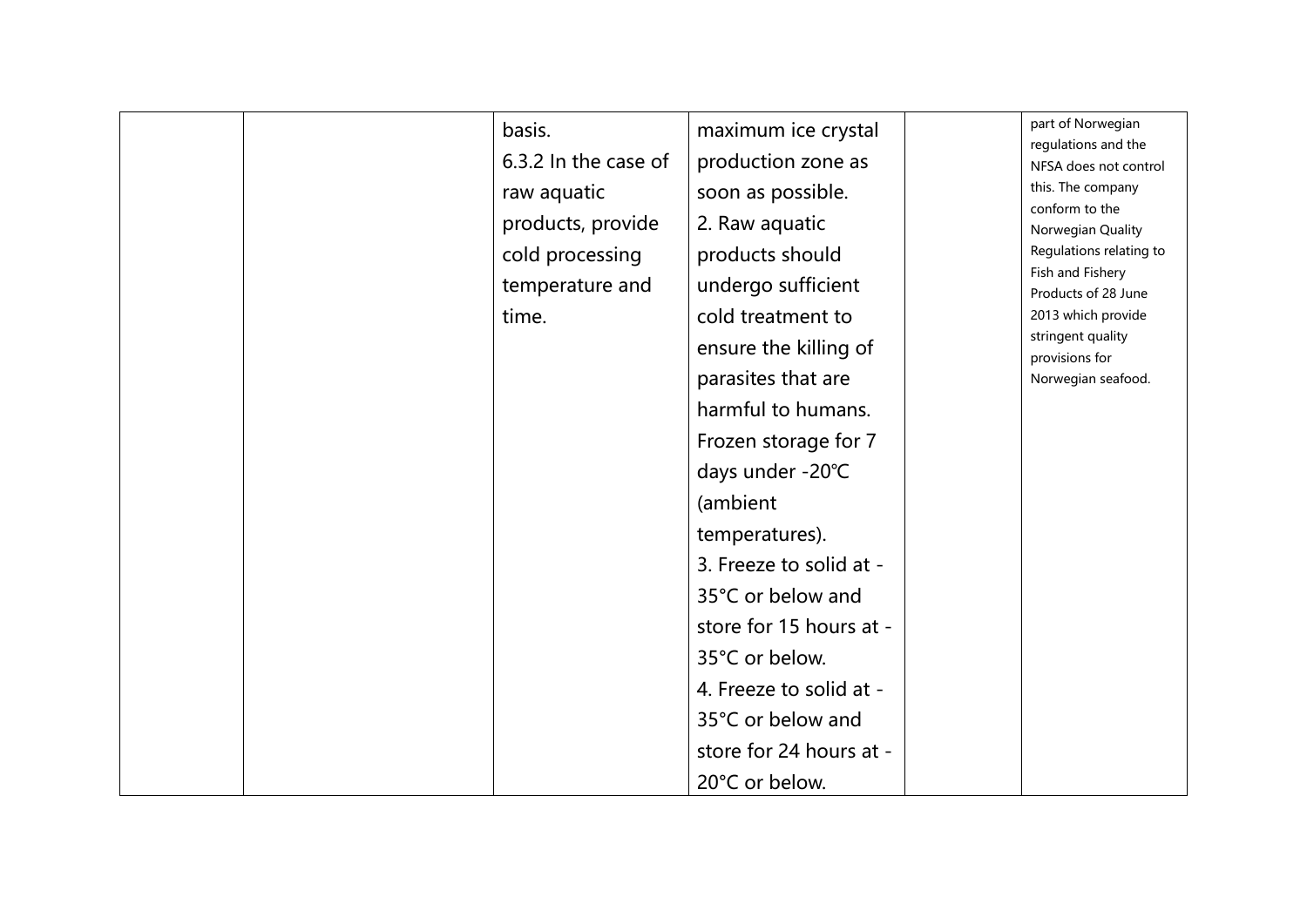|  |  | basis.<br>6.3.2 In the case of raw aquatic products, provide cold processing temperature and time. | maximum ice crystal production zone as soon as possible.<br>2. Raw aquatic products should undergo sufficient cold treatment to ensure the killing of parasites that are harmful to humans. Frozen storage for 7 days under -20℃ (ambient temperatures).<br>3. Freeze to solid at -35°C or below and store for 15 hours at -35°C or below.<br>4. Freeze to solid at -35°C or below and store for 24 hours at -20°C or below. |  | part of Norwegian regulations and the NFSA does not control this. The company conform to the Norwegian Quality Regulations relating to Fish and Fishery Products of 28 June 2013 which provide stringent quality provisions for Norwegian seafood. |
|---|---|---|---|---|---|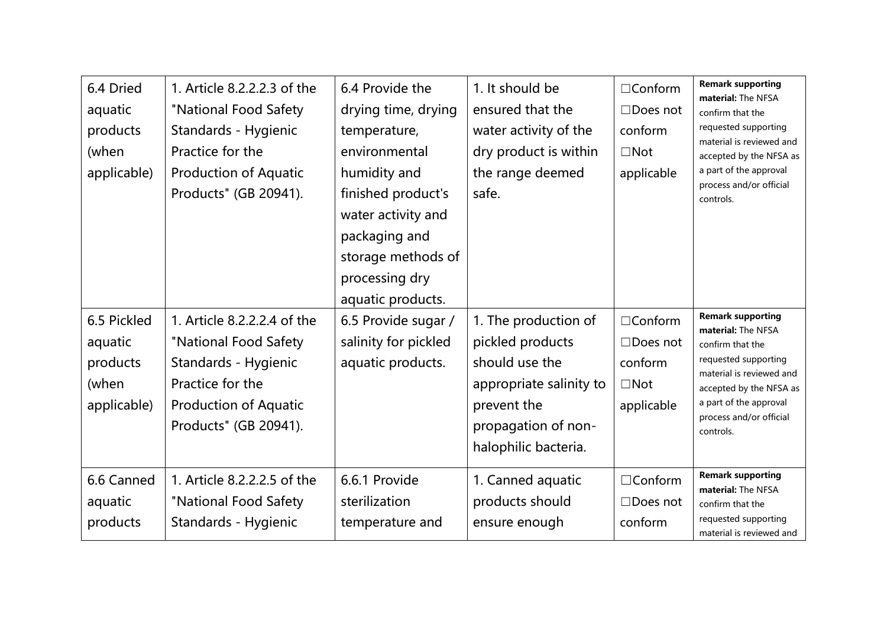| 6.4 Dried aquatic products (when applicable) | 1. Article 8.2.2.2.3 of the "National Food Safety Standards - Hygienic Practice for the Production of Aquatic Products" (GB 20941). | 6.4 Provide the drying time, drying temperature, environmental humidity and finished product's water activity and packaging and storage methods of processing dry aquatic products. | 1. It should be ensured that the water activity of the dry product is within the range deemed safe. | ☐Conform ☐Does not conform ☐Not applicable | **Remark supporting material:** The NFSA confirm that the requested supporting material is reviewed and accepted by the NFSA as a part of the approval process and/or official controls. |
|---|---|---|---|---|---|
| 6.5 Pickled aquatic products (when applicable) | 1. Article 8.2.2.2.4 of the "National Food Safety Standards - Hygienic Practice for the Production of Aquatic Products" (GB 20941). | 6.5 Provide sugar / salinity for pickled aquatic products. | 1. The production of pickled products should use the appropriate salinity to prevent the propagation of non-halophilic bacteria. | ☐Conform ☐Does not conform ☐Not applicable | **Remark supporting material:** The NFSA confirm that the requested supporting material is reviewed and accepted by the NFSA as a part of the approval process and/or official controls. |
| 6.6 Canned aquatic products | 1. Article 8.2.2.2.5 of the "National Food Safety Standards - Hygienic | 6.6.1 Provide sterilization temperature and | 1. Canned aquatic products should ensure enough | ☐Conform ☐Does not conform | **Remark supporting material:** The NFSA confirm that the requested supporting material is reviewed and |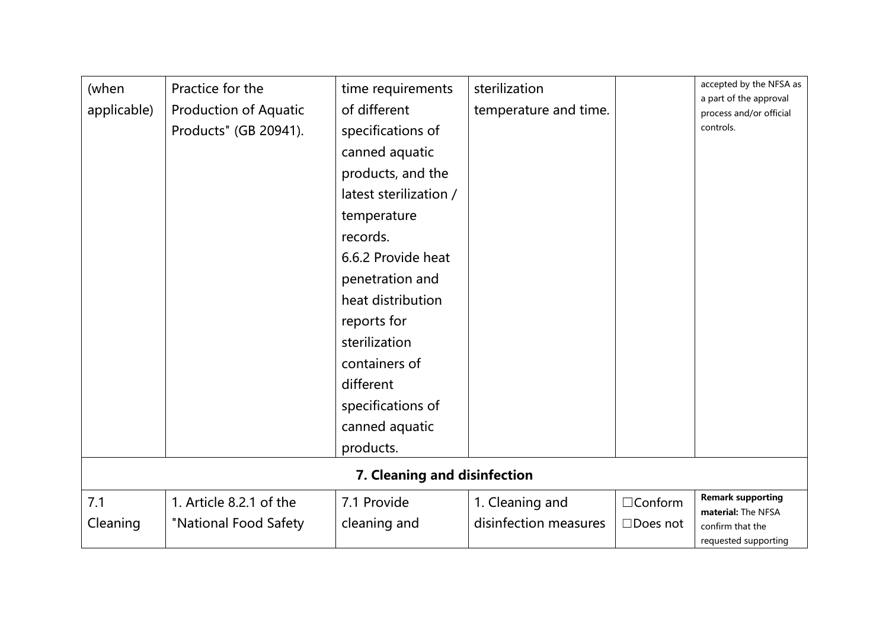| | | | | | |
|---|---|---|---|---|---|
| (when applicable) | Practice for the Production of Aquatic Products" (GB 20941). | time requirements of different specifications of canned aquatic products, and the latest sterilization / temperature records.<br>6.6.2 Provide heat penetration and heat distribution reports for sterilization containers of different specifications of canned aquatic products. | sterilization temperature and time. | | accepted by the NFSA as a part of the approval process and/or official controls. |
| **7. Cleaning and disinfection** | | | | | |
| 7.1 Cleaning | 1. Article 8.2.1 of the "National Food Safety | 7.1 Provide cleaning and | 1. Cleaning and disinfection measures | ☐Conform<br>☐Does not | **Remark supporting material:** The NFSA confirm that the requested supporting |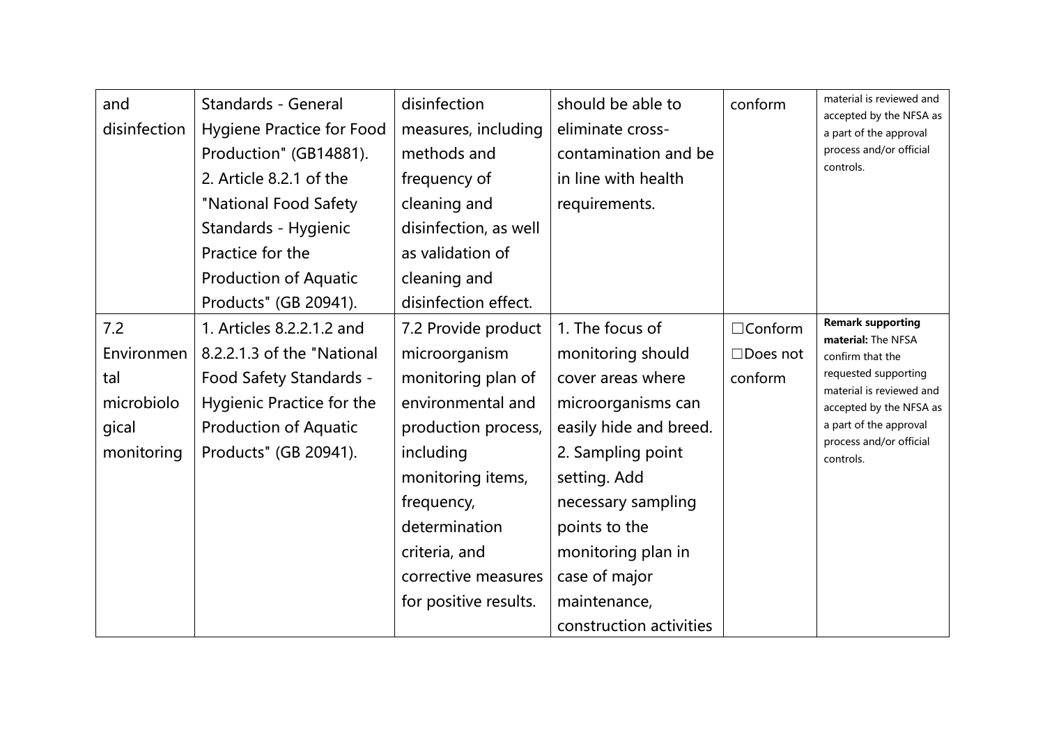| and disinfection | Standards - General Hygiene Practice for Food Production" (GB14881).<br>2. Article 8.2.1 of the "National Food Safety Standards - Hygienic Practice for the Production of Aquatic Products" (GB 20941). | disinfection measures, including methods and frequency of cleaning and disinfection, as well as validation of cleaning and disinfection effect. | should be able to eliminate cross-contamination and be in line with health requirements. | conform | material is reviewed and accepted by the NFSA as a part of the approval process and/or official controls. |
|---|---|---|---|---|---|
| 7.2 Environmental microbiological monitoring | 1. Articles 8.2.2.1.2 and 8.2.2.1.3 of the "National Food Safety Standards - Hygienic Practice for the Production of Aquatic Products" (GB 20941). | 7.2 Provide product microorganism monitoring plan of environmental and production process, including monitoring items, frequency, determination criteria, and corrective measures for positive results. | 1. The focus of monitoring should cover areas where microorganisms can easily hide and breed.<br>2. Sampling point setting. Add necessary sampling points to the monitoring plan in case of major maintenance, construction activities | ☐Conform<br>☐Does not conform | **Remark supporting material:** The NFSA confirm that the requested supporting material is reviewed and accepted by the NFSA as a part of the approval process and/or official controls. |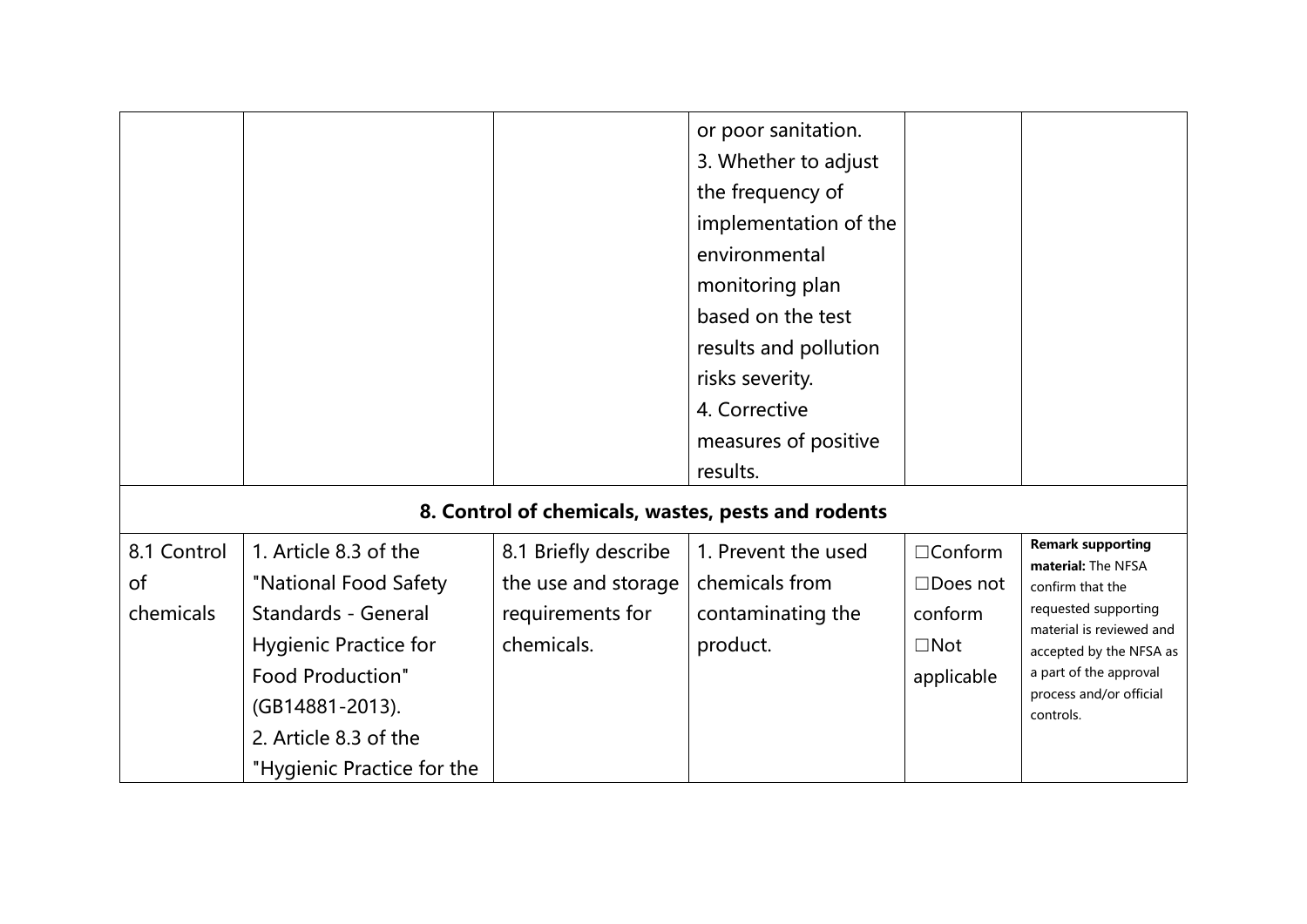| | | | or poor sanitation.<br>3. Whether to adjust the frequency of implementation of the environmental monitoring plan based on the test results and pollution risks severity.<br>4. Corrective measures of positive results. | | |
|---|---|---|---|---|---|
| **8. Control of chemicals, wastes, pests and rodents** | | | | | |
| 8.1 Control of chemicals | 1. Article 8.3 of the "National Food Safety Standards - General Hygienic Practice for Food Production" (GB14881-2013).<br>2. Article 8.3 of the "Hygienic Practice for the | 8.1 Briefly describe the use and storage requirements for chemicals. | 1. Prevent the used chemicals from contaminating the product. | ☐Conform<br>☐Does not conform<br>☐Not applicable | **Remark supporting material:** The NFSA confirm that the requested supporting material is reviewed and accepted by the NFSA as a part of the approval process and/or official controls. |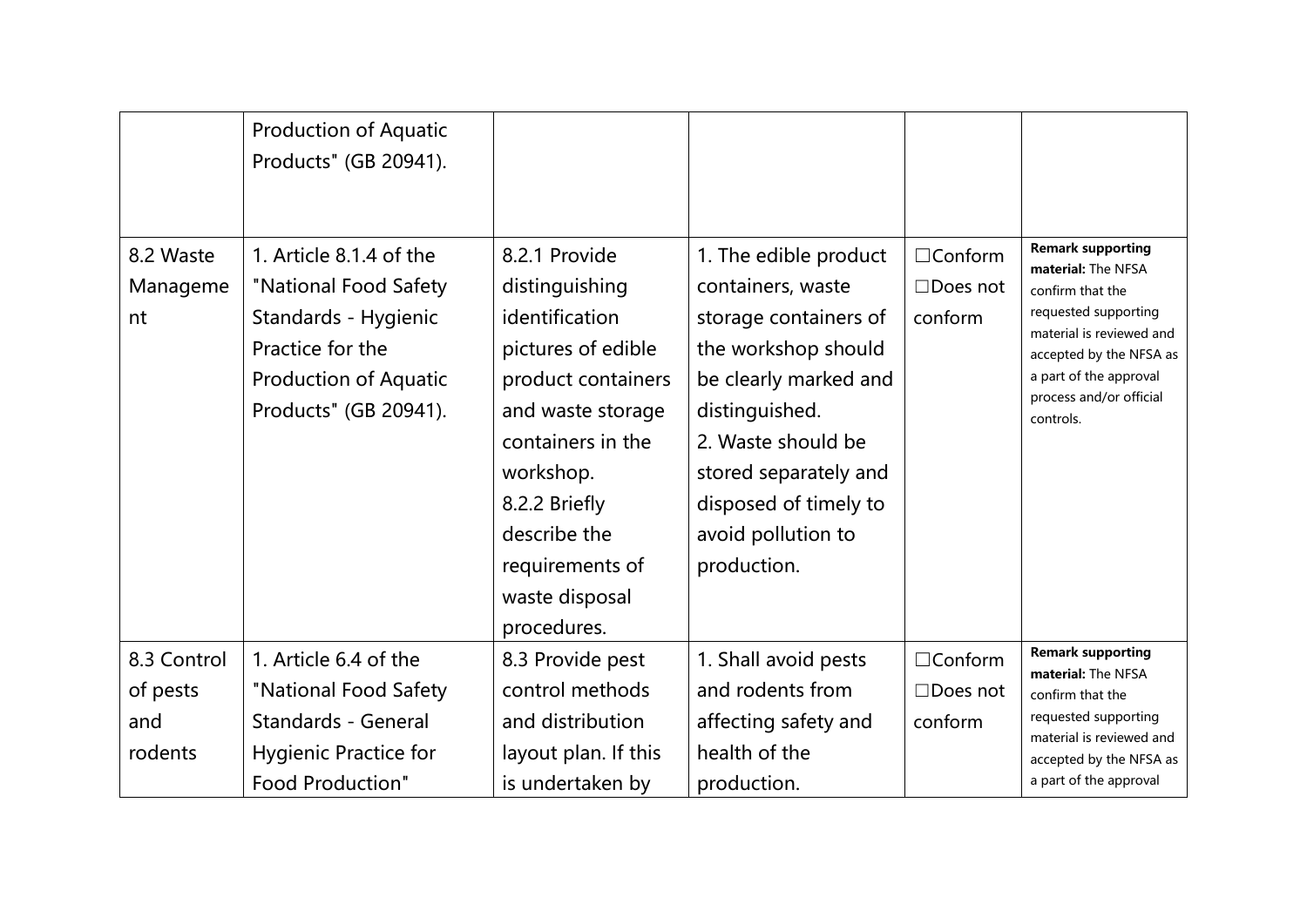|  |  |  |  |  |  |
|---|---|---|---|---|---|
|  | Production of Aquatic Products" (GB 20941). |  |  |  |  |
| 8.2 Waste Management | 1. Article 8.1.4 of the "National Food Safety Standards - Hygienic Practice for the Production of Aquatic Products" (GB 20941). | 8.2.1 Provide distinguishing identification pictures of edible product containers and waste storage containers in the workshop.<br>8.2.2 Briefly describe the requirements of waste disposal procedures. | 1. The edible product containers, waste storage containers of the workshop should be clearly marked and distinguished.<br>2. Waste should be stored separately and disposed of timely to avoid pollution to production. | ☐Conform<br>☐Does not conform | **Remark supporting material:** The NFSA confirm that the requested supporting material is reviewed and accepted by the NFSA as a part of the approval process and/or official controls. |
| 8.3 Control of pests and rodents | 1. Article 6.4 of the "National Food Safety Standards - General Hygienic Practice for Food Production" | 8.3 Provide pest control methods and distribution layout plan. If this is undertaken by | 1. Shall avoid pests and rodents from affecting safety and health of the production. | ☐Conform<br>☐Does not conform | **Remark supporting material:** The NFSA confirm that the requested supporting material is reviewed and accepted by the NFSA as a part of the approval |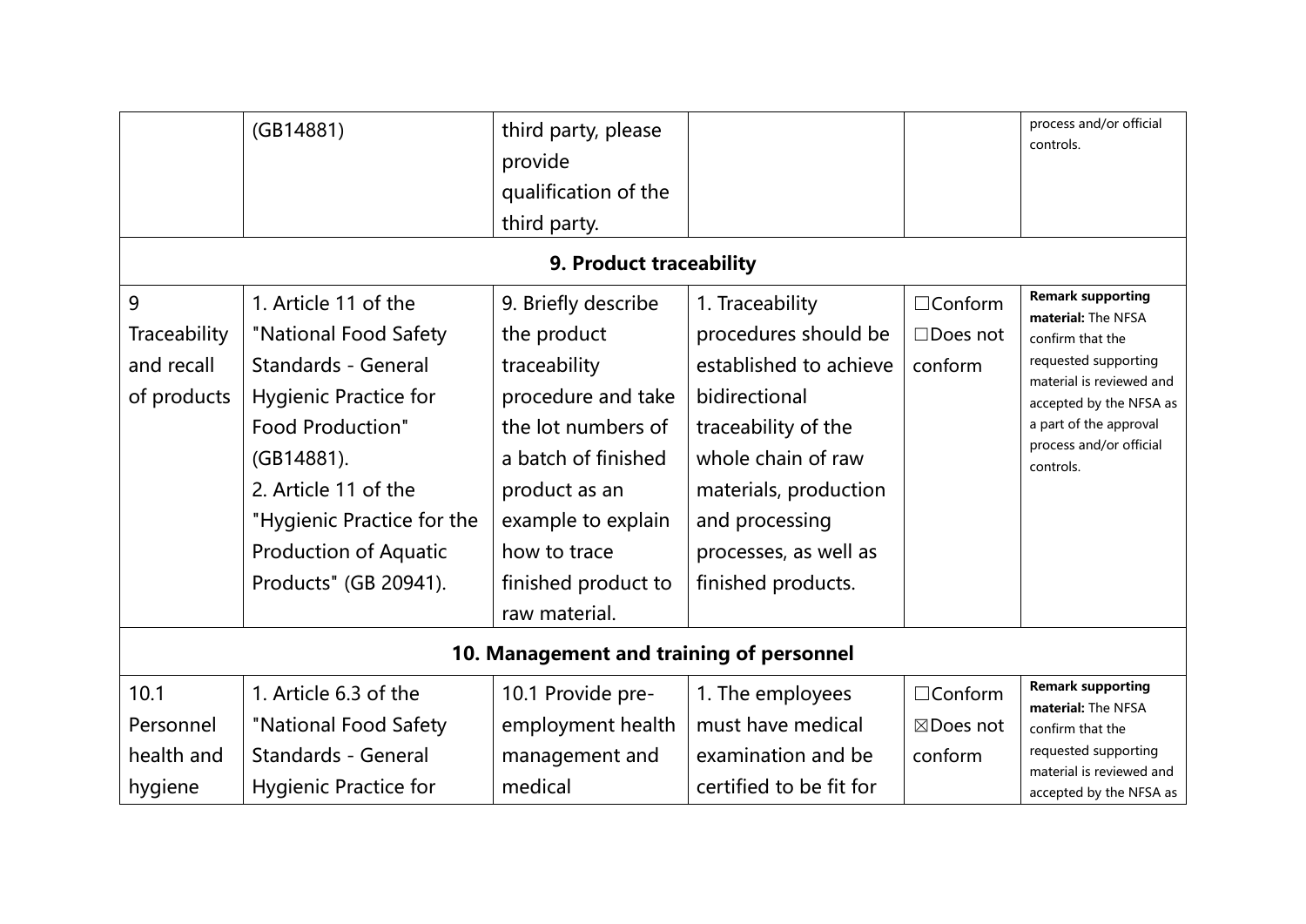| | | | | | |
|---|---|---|---|---|---|
| | (GB14881) | third party, please provide qualification of the third party. | | | process and/or official controls. |
| **9. Product traceability** | | | | | |
| 9 Traceability and recall of products | 1. Article 11 of the "National Food Safety Standards - General Hygienic Practice for Food Production" (GB14881).<br>2. Article 11 of the "Hygienic Practice for the Production of Aquatic Products" (GB 20941). | 9. Briefly describe the product traceability procedure and take the lot numbers of a batch of finished product as an example to explain how to trace finished product to raw material. | 1. Traceability procedures should be established to achieve bidirectional traceability of the whole chain of raw materials, production and processing processes, as well as finished products. | ☐Conform<br>☐Does not conform | **Remark supporting material:** The NFSA confirm that the requested supporting material is reviewed and accepted by the NFSA as a part of the approval process and/or official controls. |
| **10. Management and training of personnel** | | | | | |
| 10.1 Personnel health and hygiene | 1. Article 6.3 of the "National Food Safety Standards - General Hygienic Practice for | 10.1 Provide pre-employment health management and medical | 1. The employees must have medical examination and be certified to be fit for | ☐Conform<br>☒Does not conform | **Remark supporting material:** The NFSA confirm that the requested supporting material is reviewed and accepted by the NFSA as |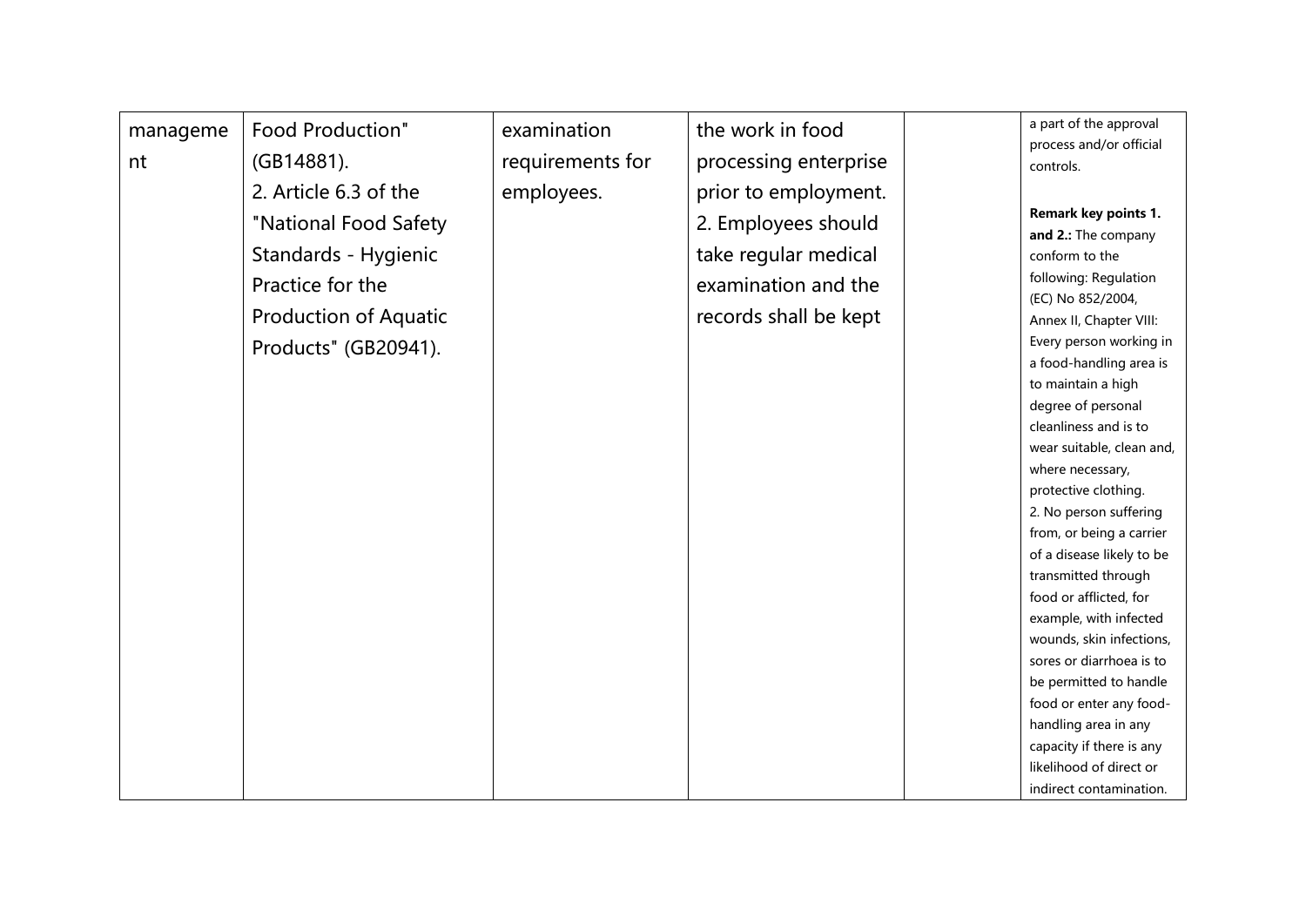| manageme nt | Food Production" (GB14881).<br>2. Article 6.3 of the "National Food Safety Standards - Hygienic Practice for the Production of Aquatic Products" (GB20941). | examination requirements for employees. | the work in food processing enterprise prior to employment.<br>2. Employees should take regular medical examination and the records shall be kept | | a part of the approval process and/or official controls.<br><br>**Remark key points 1. and 2.:** The company conform to the following: Regulation (EC) No 852/2004, Annex II, Chapter VIII: Every person working in a food-handling area is to maintain a high degree of personal cleanliness and is to wear suitable, clean and, where necessary, protective clothing.<br>2. No person suffering from, or being a carrier of a disease likely to be transmitted through food or afflicted, for example, with infected wounds, skin infections, sores or diarrhoea is to be permitted to handle food or enter any food-handling area in any capacity if there is any likelihood of direct or indirect contamination. |
|---|---|---|---|---|---|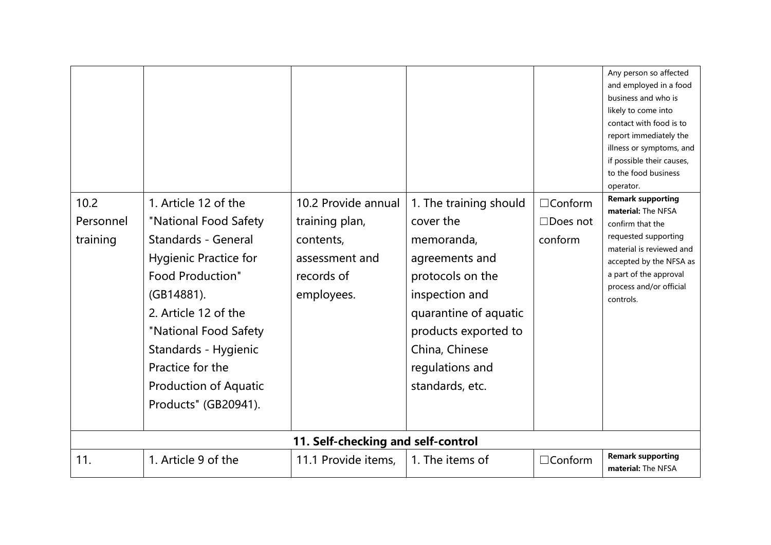| | | | | | |
|---|---|---|---|---|---|
| | | | | | Any person so affected and employed in a food business and who is likely to come into contact with food is to report immediately the illness or symptoms, and if possible their causes, to the food business operator. |
| 10.2 Personnel training | 1. Article 12 of the "National Food Safety Standards - General Hygienic Practice for Food Production" (GB14881).<br>2. Article 12 of the "National Food Safety Standards - Hygienic Practice for the Production of Aquatic Products" (GB20941). | 10.2 Provide annual training plan, contents, assessment and records of employees. | 1. The training should cover the memoranda, agreements and protocols on the inspection and quarantine of aquatic products exported to China, Chinese regulations and standards, etc. | ☐Conform<br>☐Does not conform | **Remark supporting material:** The NFSA confirm that the requested supporting material is reviewed and accepted by the NFSA as a part of the approval process and/or official controls. |
| **11. Self-checking and self-control** | | | | | |
| 11. | 1. Article 9 of the | 11.1 Provide items, | 1. The items of | ☐Conform | **Remark supporting material:** The NFSA |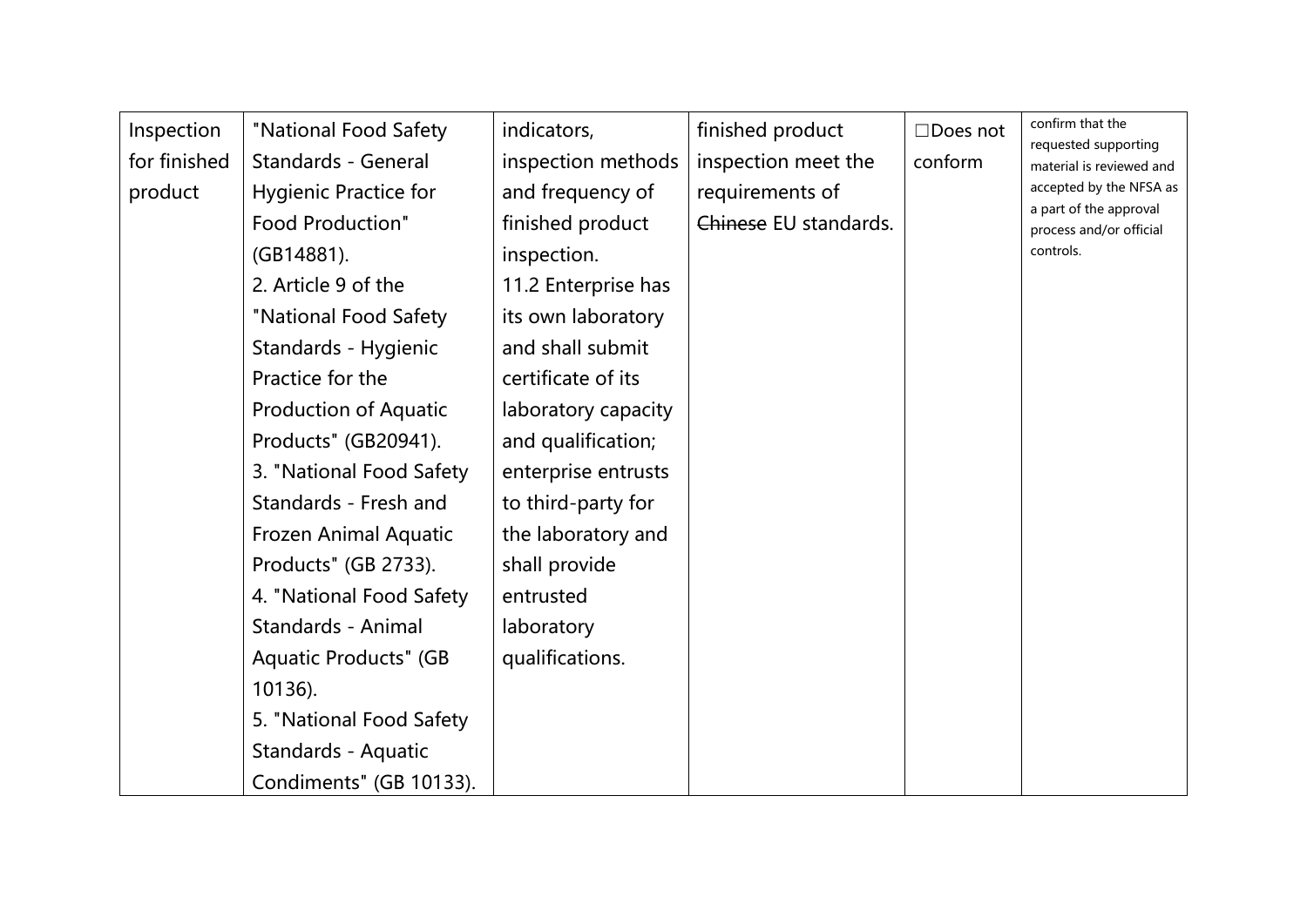| | | | | | |
|---|---|---|---|---|---|
| Inspection for finished product | "National Food Safety Standards - General Hygienic Practice for Food Production" (GB14881).<br>2. Article 9 of the "National Food Safety Standards - Hygienic Practice for the Production of Aquatic Products" (GB20941).<br>3. "National Food Safety Standards - Fresh and Frozen Animal Aquatic Products" (GB 2733).<br>4. "National Food Safety Standards - Animal Aquatic Products" (GB 10136).<br>5. "National Food Safety Standards - Aquatic Condiments" (GB 10133). | indicators, inspection methods and frequency of finished product inspection.<br>11.2 Enterprise has its own laboratory and shall submit certificate of its laboratory capacity and qualification; enterprise entrusts to third-party for the laboratory and shall provide entrusted laboratory qualifications. | finished product inspection meet the requirements of ~~Chinese~~ EU standards. | ☐Does not conform | confirm that the requested supporting material is reviewed and accepted by the NFSA as a part of the approval process and/or official controls. |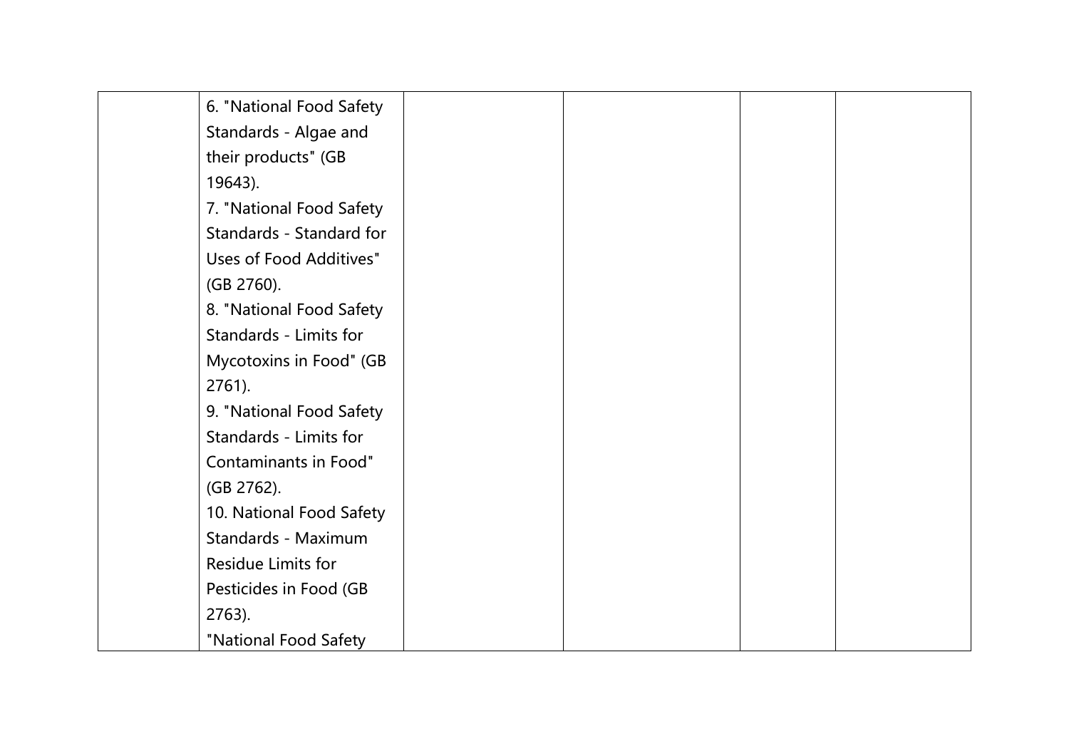| | | | | | |
|---|---|---|---|---|---|
| | 6. "National Food Safety Standards - Algae and their products" (GB 19643).<br>7. "National Food Safety Standards - Standard for Uses of Food Additives" (GB 2760).<br>8. "National Food Safety Standards - Limits for Mycotoxins in Food" (GB 2761).<br>9. "National Food Safety Standards - Limits for Contaminants in Food" (GB 2762).<br>10. National Food Safety Standards - Maximum Residue Limits for Pesticides in Food (GB 2763).<br>"National Food Safety | | | | |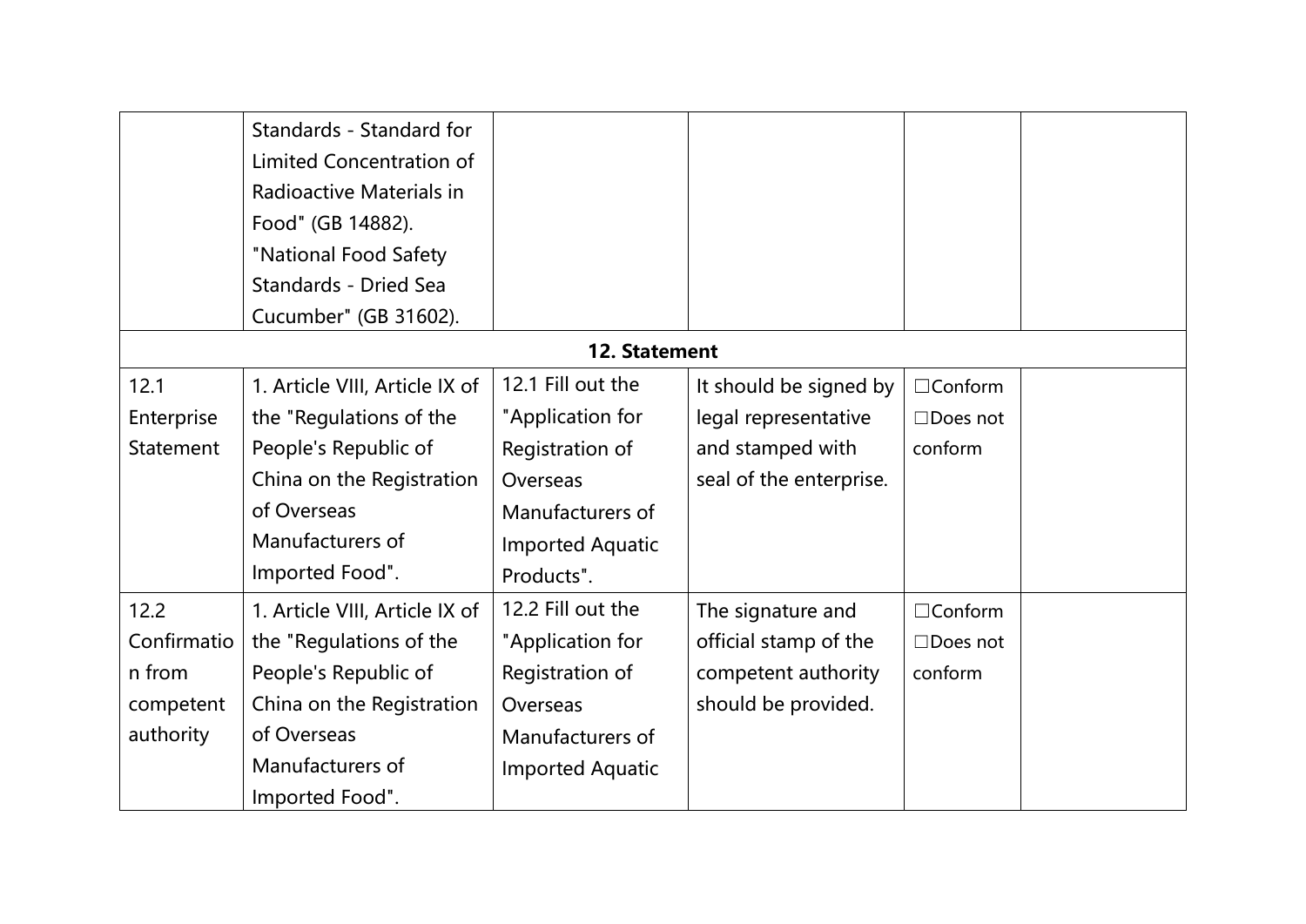|  |  |  |  |  |  |
| --- | --- | --- | --- | --- | --- |
|  | Standards - Standard for Limited Concentration of Radioactive Materials in Food" (GB 14882). "National Food Safety Standards - Dried Sea Cucumber" (GB 31602). |  |  |  |  |
| **12. Statement** |  |  |  |  |  |
| 12.1 Enterprise Statement | 1. Article VIII, Article IX of the "Regulations of the People's Republic of China on the Registration of Overseas Manufacturers of Imported Food". | 12.1 Fill out the "Application for Registration of Overseas Manufacturers of Imported Aquatic Products". | It should be signed by legal representative and stamped with seal of the enterprise. | ☐Conform ☐Does not conform |  |
| 12.2 Confirmation from competent authority | 1. Article VIII, Article IX of the "Regulations of the People's Republic of China on the Registration of Overseas Manufacturers of Imported Food". | 12.2 Fill out the "Application for Registration of Overseas Manufacturers of Imported Aquatic | The signature and official stamp of the competent authority should be provided. | ☐Conform ☐Does not conform |  |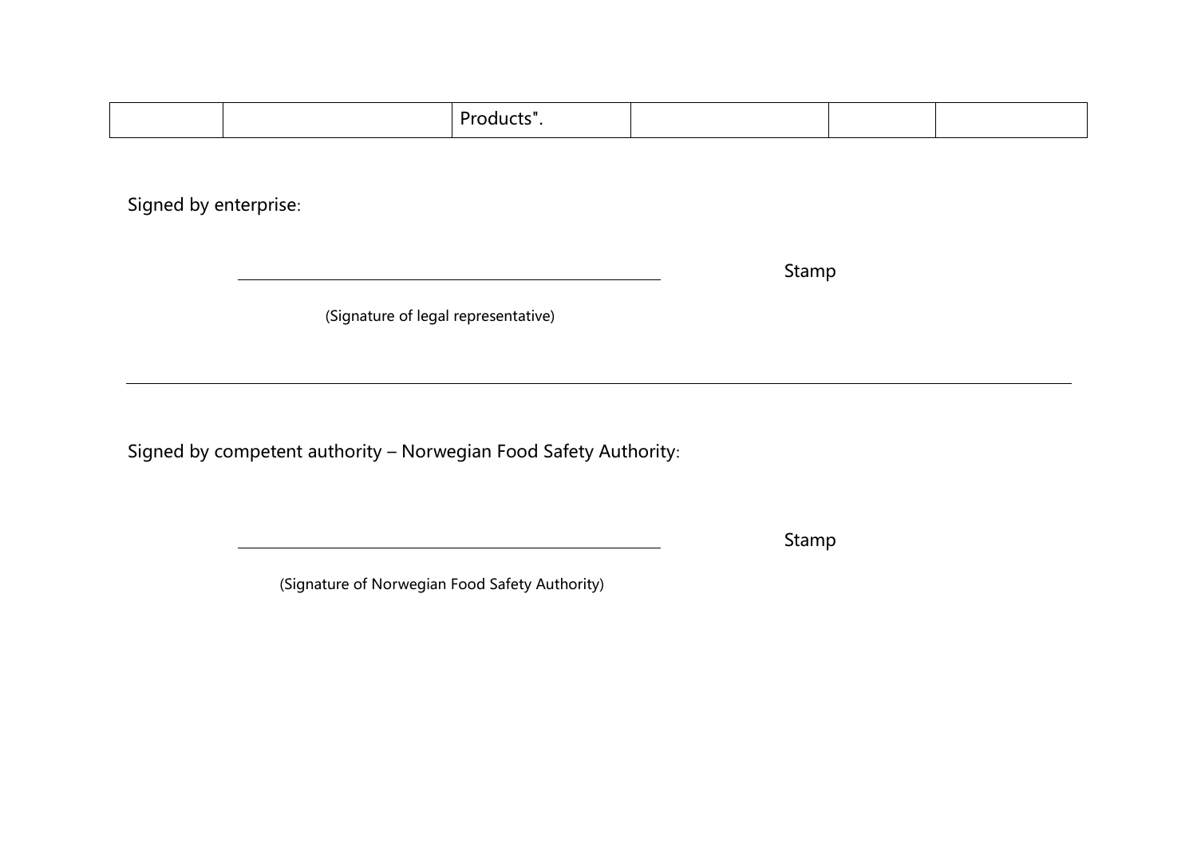| | | | | | |
|---|---|---|---|---|---|
| | | Products". | | | |

Signed by enterprise:

Stamp

(Signature of legal representative)

---

Signed by competent authority – Norwegian Food Safety Authority:

Stamp

(Signature of Norwegian Food Safety Authority)